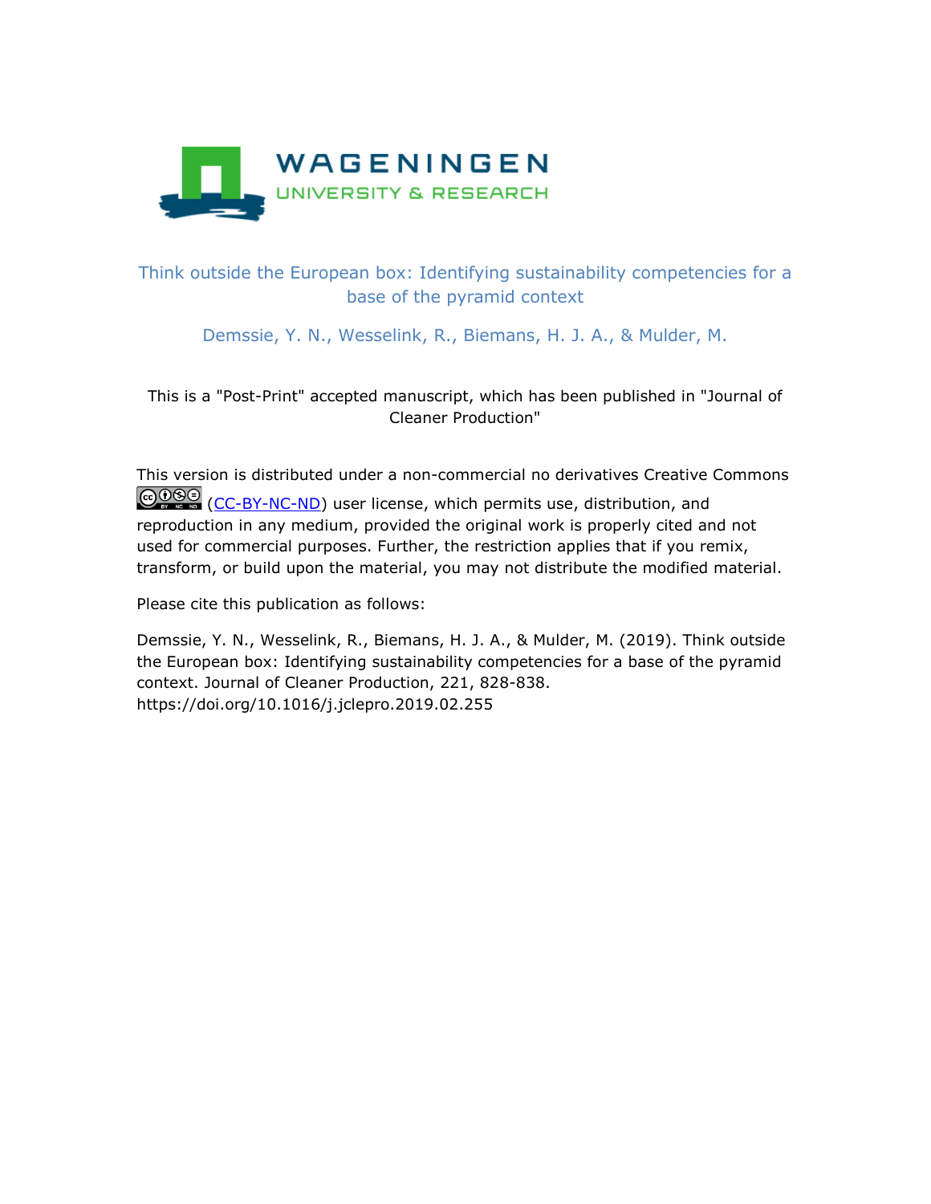# Think outside the European box: Identifying sustainability competencies for a base of the pyramid context

Demssie, Y. N., Wesselink, R., Biemans, H. J. A., & Mulder, M.

This is a "Post-Print" accepted manuscript, which has been published in "Journal of Cleaner Production"

This version is distributed under a non-commercial no derivatives Creative Commons (CC-BY-NC-ND) user license, which permits use, distribution, and reproduction in any medium, provided the original work is properly cited and not used for commercial purposes. Further, the restriction applies that if you remix, transform, or build upon the material, you may not distribute the modified material.

Please cite this publication as follows:

Demssie, Y. N., Wesselink, R., Biemans, H. J. A., & Mulder, M. (2019). Think outside the European box: Identifying sustainability competencies for a base of the pyramid context. Journal of Cleaner Production, 221, 828-838. https://doi.org/10.1016/j.jclepro.2019.02.255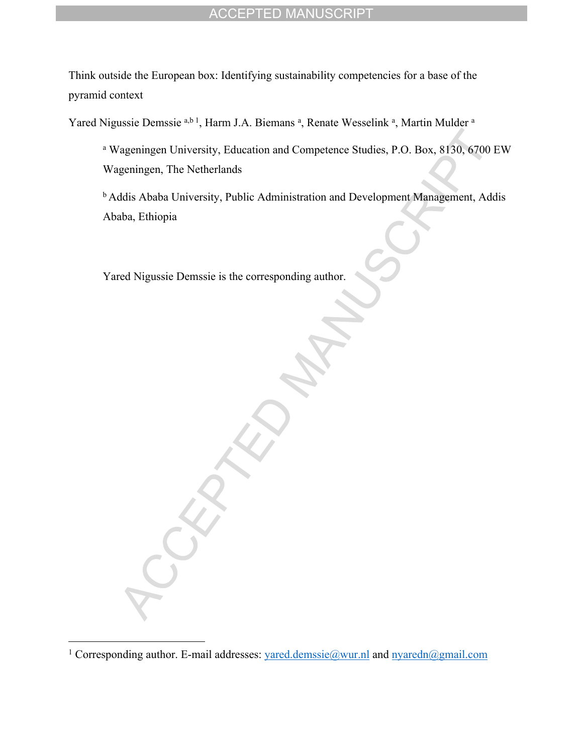Think outside the European box: Identifying sustainability competencies for a base of the pyramid context

Yared Nigussie Demssie [a,b 1], Harm J.A. Biemans [a], Renate Wesselink [a], Martin Mulder [a]

[a] Wageningen University, Education and Competence Studies, P.O. Box, 8130, 6700 EW Wageningen, The Netherlands

[b] Addis Ababa University, Public Administration and Development Management, Addis Ababa, Ethiopia

Yared Nigussie Demssie is the corresponding author.

[1] Corresponding author. E-mail addresses: yared.demssie@wur.nl and nyaredn@gmail.com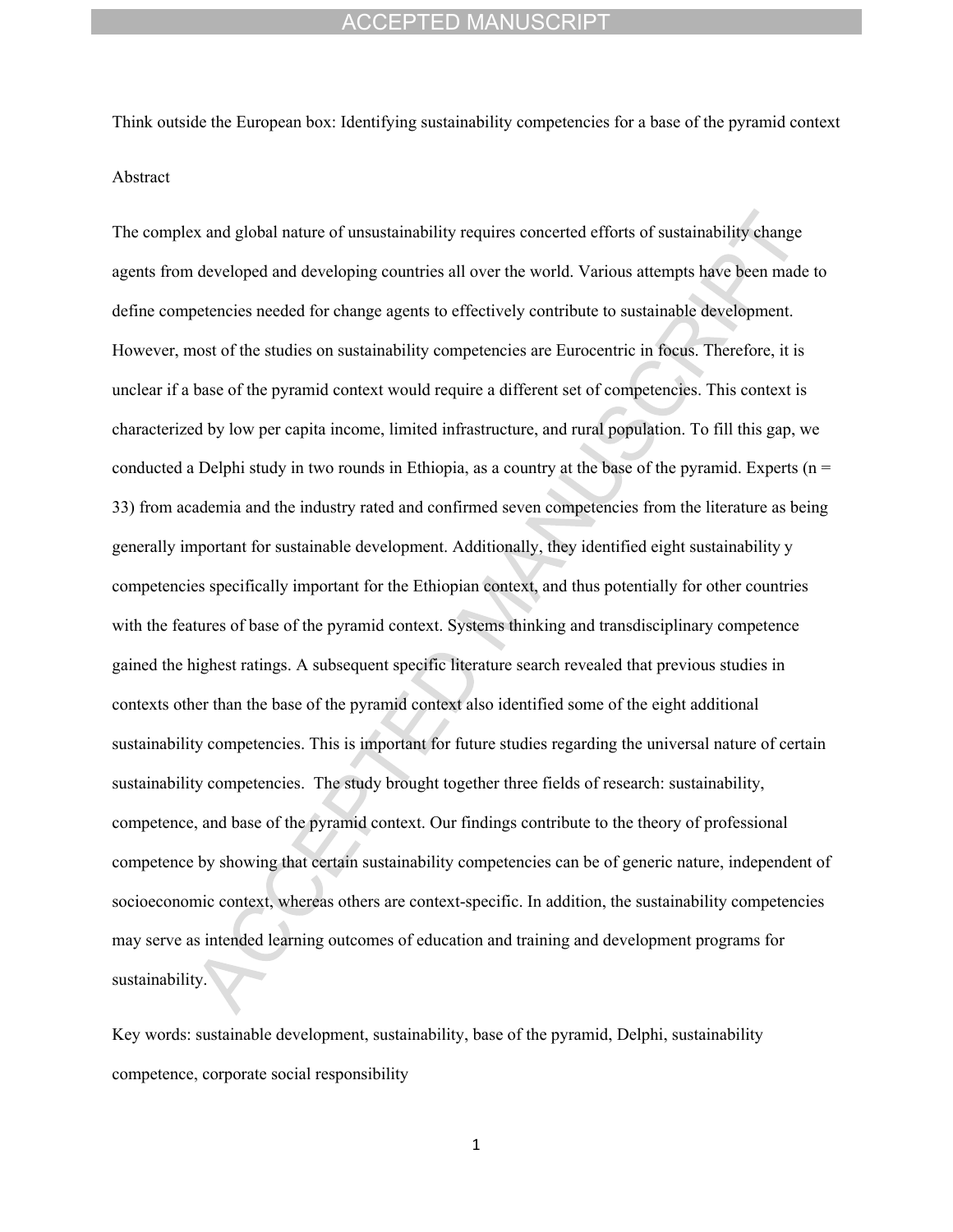Think outside the European box: Identifying sustainability competencies for a base of the pyramid context

Abstract

The complex and global nature of unsustainability requires concerted efforts of sustainability change agents from developed and developing countries all over the world. Various attempts have been made to define competencies needed for change agents to effectively contribute to sustainable development. However, most of the studies on sustainability competencies are Eurocentric in focus. Therefore, it is unclear if a base of the pyramid context would require a different set of competencies. This context is characterized by low per capita income, limited infrastructure, and rural population. To fill this gap, we conducted a Delphi study in two rounds in Ethiopia, as a country at the base of the pyramid. Experts (n = 33) from academia and the industry rated and confirmed seven competencies from the literature as being generally important for sustainable development. Additionally, they identified eight sustainability y competencies specifically important for the Ethiopian context, and thus potentially for other countries with the features of base of the pyramid context. Systems thinking and transdisciplinary competence gained the highest ratings. A subsequent specific literature search revealed that previous studies in contexts other than the base of the pyramid context also identified some of the eight additional sustainability competencies. This is important for future studies regarding the universal nature of certain sustainability competencies. The study brought together three fields of research: sustainability, competence, and base of the pyramid context. Our findings contribute to the theory of professional competence by showing that certain sustainability competencies can be of generic nature, independent of socioeconomic context, whereas others are context-specific. In addition, the sustainability competencies may serve as intended learning outcomes of education and training and development programs for sustainability.

Key words: sustainable development, sustainability, base of the pyramid, Delphi, sustainability competence, corporate social responsibility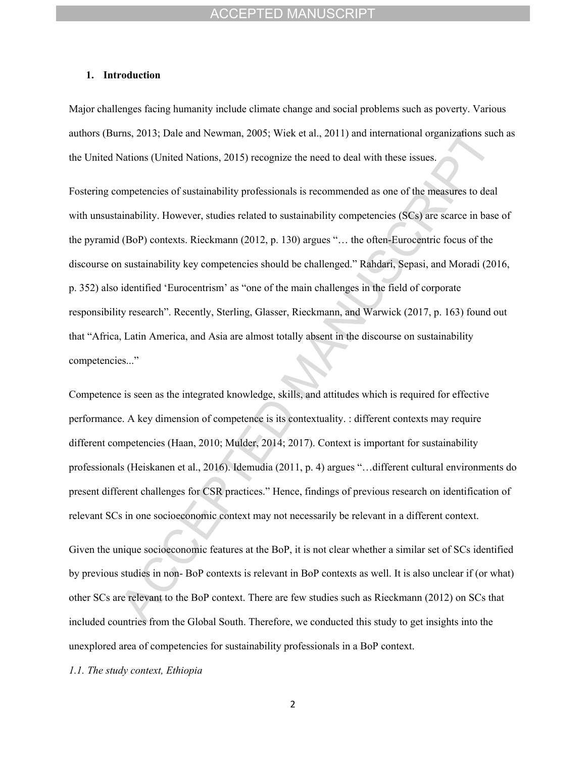## 1. Introduction

Major challenges facing humanity include climate change and social problems such as poverty. Various authors (Burns, 2013; Dale and Newman, 2005; Wiek et al., 2011) and international organizations such as the United Nations (United Nations, 2015) recognize the need to deal with these issues.

Fostering competencies of sustainability professionals is recommended as one of the measures to deal with unsustainability. However, studies related to sustainability competencies (SCs) are scarce in base of the pyramid (BoP) contexts. Rieckmann (2012, p. 130) argues "… the often-Eurocentric focus of the discourse on sustainability key competencies should be challenged." Rahdari, Sepasi, and Moradi (2016, p. 352) also identified 'Eurocentrism' as "one of the main challenges in the field of corporate responsibility research". Recently, Sterling, Glasser, Rieckmann, and Warwick (2017, p. 163) found out that "Africa, Latin America, and Asia are almost totally absent in the discourse on sustainability competencies..."

Competence is seen as the integrated knowledge, skills, and attitudes which is required for effective performance. A key dimension of competence is its contextuality. : different contexts may require different competencies (Haan, 2010; Mulder, 2014; 2017). Context is important for sustainability professionals (Heiskanen et al., 2016). Idemudia (2011, p. 4) argues "…different cultural environments do present different challenges for CSR practices." Hence, findings of previous research on identification of relevant SCs in one socioeconomic context may not necessarily be relevant in a different context.

Given the unique socioeconomic features at the BoP, it is not clear whether a similar set of SCs identified by previous studies in non- BoP contexts is relevant in BoP contexts as well. It is also unclear if (or what) other SCs are relevant to the BoP context. There are few studies such as Rieckmann (2012) on SCs that included countries from the Global South. Therefore, we conducted this study to get insights into the unexplored area of competencies for sustainability professionals in a BoP context.

### *1.1. The study context, Ethiopia*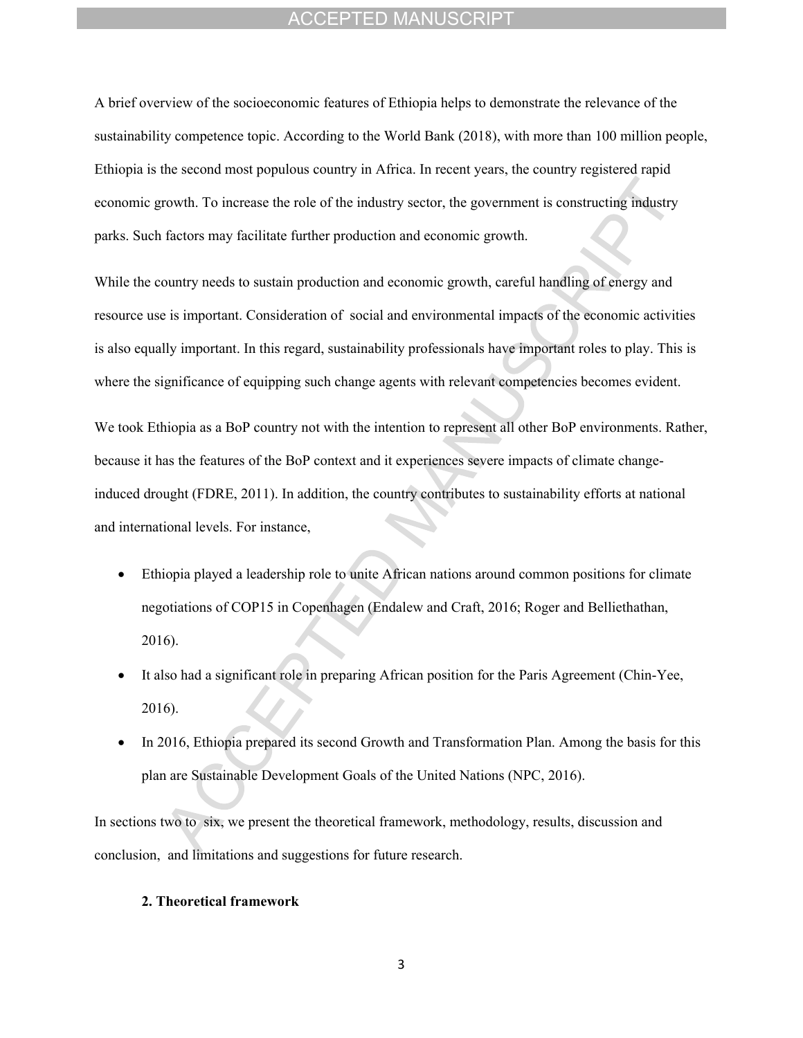A brief overview of the socioeconomic features of Ethiopia helps to demonstrate the relevance of the sustainability competence topic. According to the World Bank (2018), with more than 100 million people, Ethiopia is the second most populous country in Africa. In recent years, the country registered rapid economic growth. To increase the role of the industry sector, the government is constructing industry parks. Such factors may facilitate further production and economic growth.

While the country needs to sustain production and economic growth, careful handling of energy and resource use is important. Consideration of social and environmental impacts of the economic activities is also equally important. In this regard, sustainability professionals have important roles to play. This is where the significance of equipping such change agents with relevant competencies becomes evident.

We took Ethiopia as a BoP country not with the intention to represent all other BoP environments. Rather, because it has the features of the BoP context and it experiences severe impacts of climate change-induced drought (FDRE, 2011). In addition, the country contributes to sustainability efforts at national and international levels. For instance,

- Ethiopia played a leadership role to unite African nations around common positions for climate negotiations of COP15 in Copenhagen (Endalew and Craft, 2016; Roger and Belliethathan, 2016).
- It also had a significant role in preparing African position for the Paris Agreement (Chin-Yee, 2016).
- In 2016, Ethiopia prepared its second Growth and Transformation Plan. Among the basis for this plan are Sustainable Development Goals of the United Nations (NPC, 2016).

In sections two to six, we present the theoretical framework, methodology, results, discussion and conclusion, and limitations and suggestions for future research.

## 2. Theoretical framework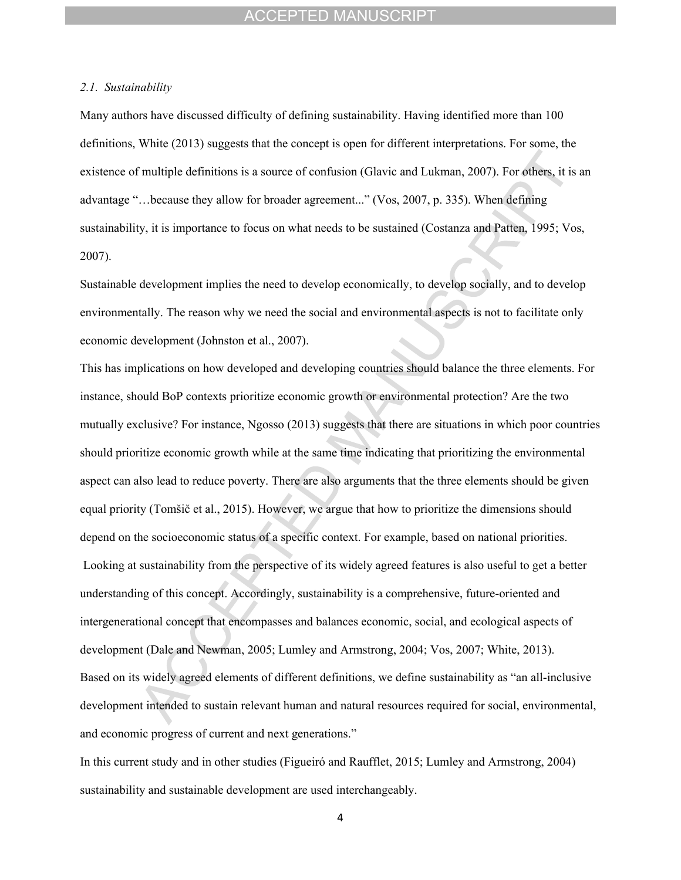### *2.1. Sustainability*

Many authors have discussed difficulty of defining sustainability. Having identified more than 100 definitions, White (2013) suggests that the concept is open for different interpretations. For some, the existence of multiple definitions is a source of confusion (Glavic and Lukman, 2007). For others, it is an advantage "…because they allow for broader agreement..." (Vos, 2007, p. 335). When defining sustainability, it is importance to focus on what needs to be sustained (Costanza and Patten, 1995; Vos, 2007).

Sustainable development implies the need to develop economically, to develop socially, and to develop environmentally. The reason why we need the social and environmental aspects is not to facilitate only economic development (Johnston et al., 2007).

This has implications on how developed and developing countries should balance the three elements. For instance, should BoP contexts prioritize economic growth or environmental protection? Are the two mutually exclusive? For instance, Ngosso (2013) suggests that there are situations in which poor countries should prioritize economic growth while at the same time indicating that prioritizing the environmental aspect can also lead to reduce poverty. There are also arguments that the three elements should be given equal priority (Tomšič et al., 2015). However, we argue that how to prioritize the dimensions should depend on the socioeconomic status of a specific context. For example, based on national priorities.

Looking at sustainability from the perspective of its widely agreed features is also useful to get a better understanding of this concept. Accordingly, sustainability is a comprehensive, future-oriented and intergenerational concept that encompasses and balances economic, social, and ecological aspects of development (Dale and Newman, 2005; Lumley and Armstrong, 2004; Vos, 2007; White, 2013).

Based on its widely agreed elements of different definitions, we define sustainability as "an all-inclusive development intended to sustain relevant human and natural resources required for social, environmental, and economic progress of current and next generations."

In this current study and in other studies (Figueiró and Raufflet, 2015; Lumley and Armstrong, 2004) sustainability and sustainable development are used interchangeably.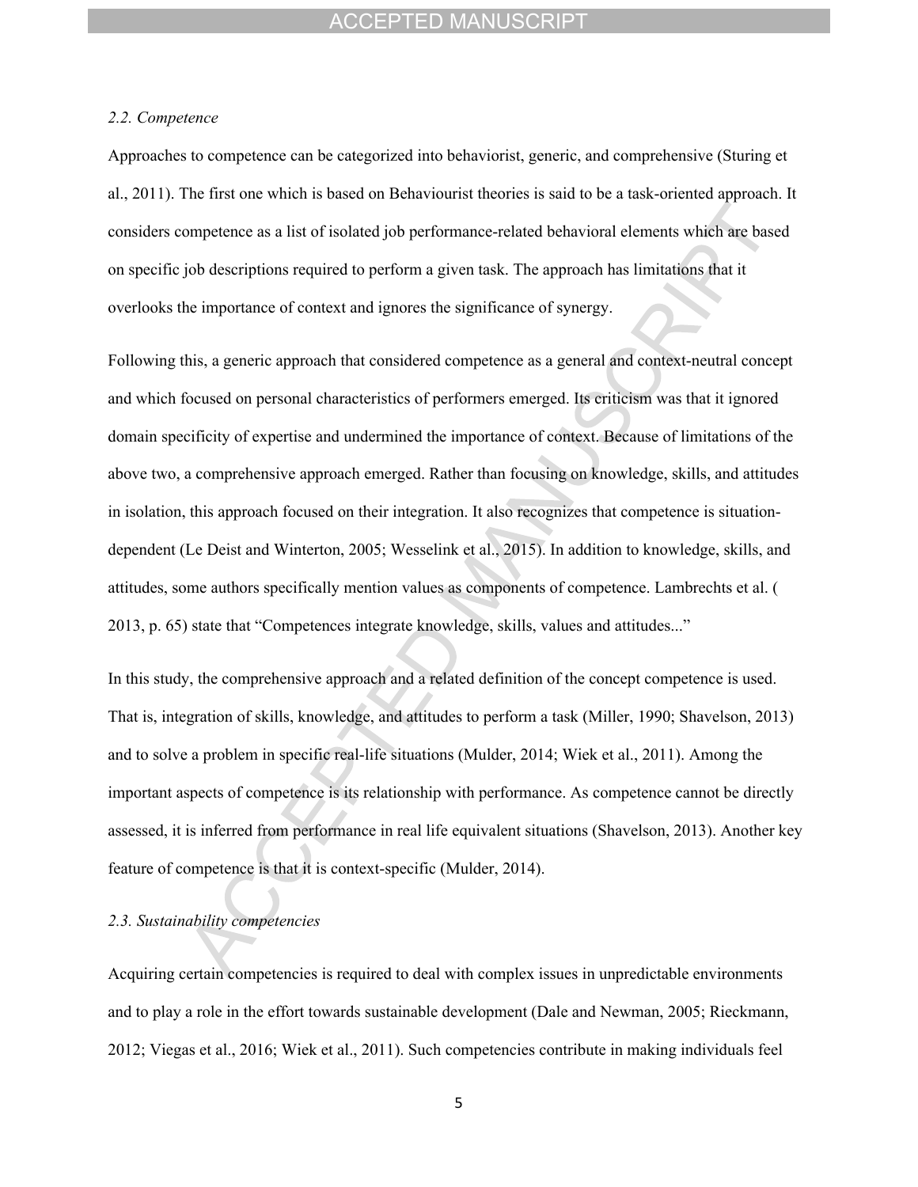### 2.2. Competence

Approaches to competence can be categorized into behaviorist, generic, and comprehensive (Sturing et al., 2011). The first one which is based on Behaviourist theories is said to be a task-oriented approach. It considers competence as a list of isolated job performance-related behavioral elements which are based on specific job descriptions required to perform a given task. The approach has limitations that it overlooks the importance of context and ignores the significance of synergy.

Following this, a generic approach that considered competence as a general and context-neutral concept and which focused on personal characteristics of performers emerged. Its criticism was that it ignored domain specificity of expertise and undermined the importance of context. Because of limitations of the above two, a comprehensive approach emerged. Rather than focusing on knowledge, skills, and attitudes in isolation, this approach focused on their integration. It also recognizes that competence is situation-dependent (Le Deist and Winterton, 2005; Wesselink et al., 2015). In addition to knowledge, skills, and attitudes, some authors specifically mention values as components of competence. Lambrechts et al. (2013, p. 65) state that "Competences integrate knowledge, skills, values and attitudes..."

In this study, the comprehensive approach and a related definition of the concept competence is used. That is, integration of skills, knowledge, and attitudes to perform a task (Miller, 1990; Shavelson, 2013) and to solve a problem in specific real-life situations (Mulder, 2014; Wiek et al., 2011). Among the important aspects of competence is its relationship with performance. As competence cannot be directly assessed, it is inferred from performance in real life equivalent situations (Shavelson, 2013). Another key feature of competence is that it is context-specific (Mulder, 2014).

### 2.3. Sustainability competencies

Acquiring certain competencies is required to deal with complex issues in unpredictable environments and to play a role in the effort towards sustainable development (Dale and Newman, 2005; Rieckmann, 2012; Viegas et al., 2016; Wiek et al., 2011). Such competencies contribute in making individuals feel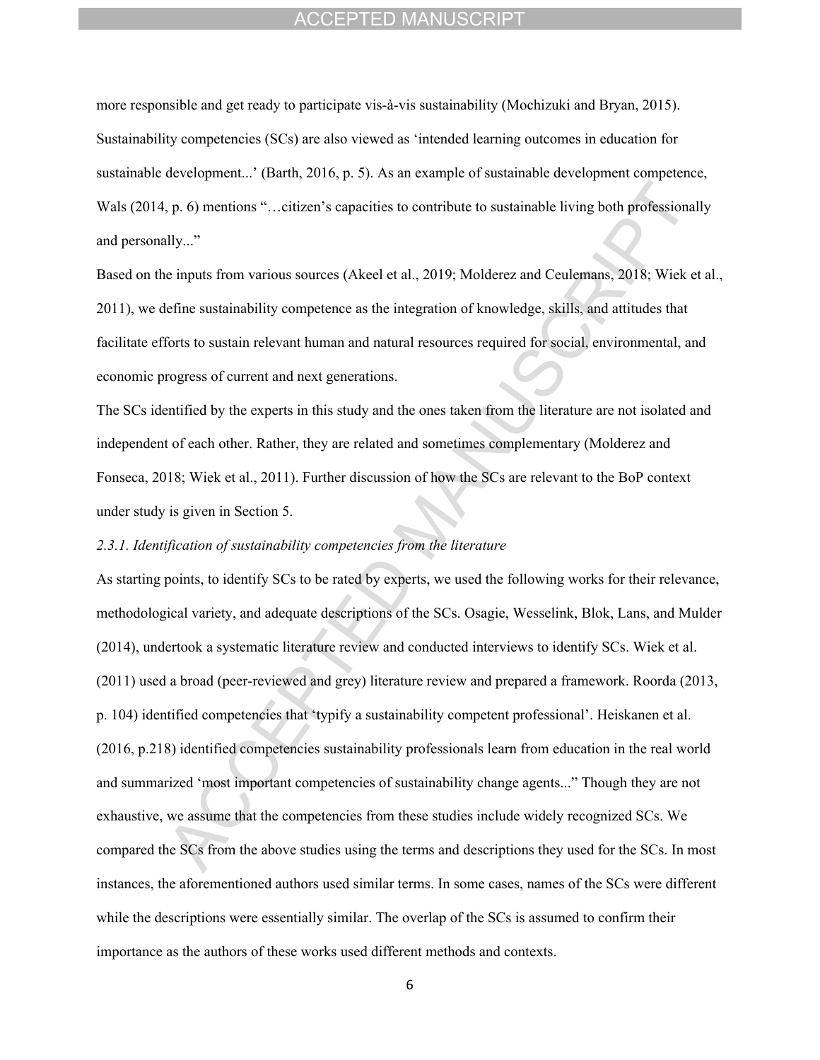more responsible and get ready to participate vis-à-vis sustainability (Mochizuki and Bryan, 2015). Sustainability competencies (SCs) are also viewed as 'intended learning outcomes in education for sustainable development...' (Barth, 2016, p. 5). As an example of sustainable development competence, Wals (2014, p. 6) mentions "…citizen's capacities to contribute to sustainable living both professionally and personally..."

Based on the inputs from various sources (Akeel et al., 2019; Molderez and Ceulemans, 2018; Wiek et al., 2011), we define sustainability competence as the integration of knowledge, skills, and attitudes that facilitate efforts to sustain relevant human and natural resources required for social, environmental, and economic progress of current and next generations.

The SCs identified by the experts in this study and the ones taken from the literature are not isolated and independent of each other. Rather, they are related and sometimes complementary (Molderez and Fonseca, 2018; Wiek et al., 2011). Further discussion of how the SCs are relevant to the BoP context under study is given in Section 5.

### *2.3.1. Identification of sustainability competencies from the literature*

As starting points, to identify SCs to be rated by experts, we used the following works for their relevance, methodological variety, and adequate descriptions of the SCs. Osagie, Wesselink, Blok, Lans, and Mulder (2014), undertook a systematic literature review and conducted interviews to identify SCs. Wiek et al. (2011) used a broad (peer-reviewed and grey) literature review and prepared a framework. Roorda (2013, p. 104) identified competencies that 'typify a sustainability competent professional'. Heiskanen et al. (2016, p.218) identified competencies sustainability professionals learn from education in the real world and summarized 'most important competencies of sustainability change agents..." Though they are not exhaustive, we assume that the competencies from these studies include widely recognized SCs. We compared the SCs from the above studies using the terms and descriptions they used for the SCs. In most instances, the aforementioned authors used similar terms. In some cases, names of the SCs were different while the descriptions were essentially similar. The overlap of the SCs is assumed to confirm their importance as the authors of these works used different methods and contexts.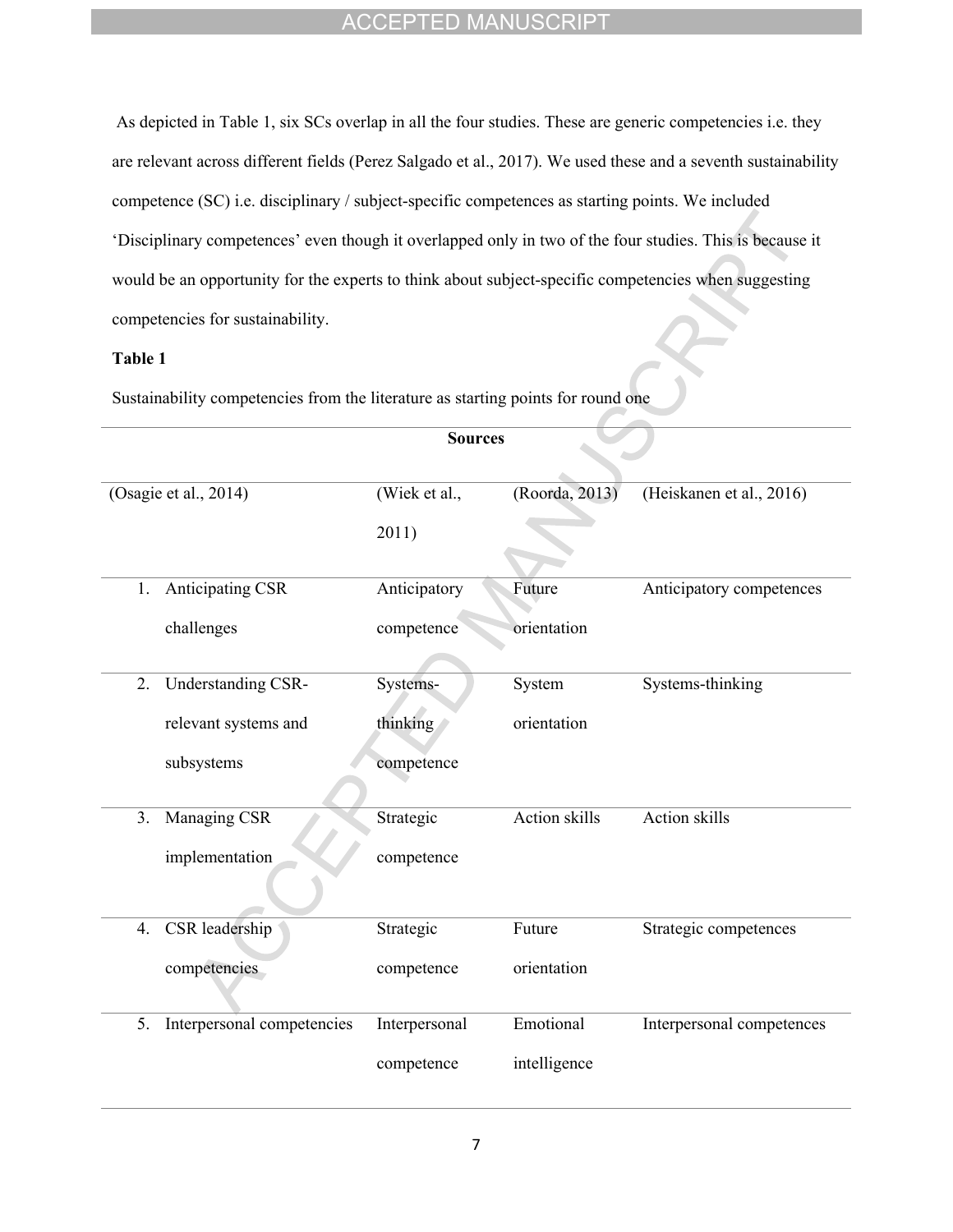As depicted in Table 1, six SCs overlap in all the four studies. These are generic competencies i.e. they are relevant across different fields (Perez Salgado et al., 2017). We used these and a seventh sustainability competence (SC) i.e. disciplinary / subject-specific competences as starting points. We included 'Disciplinary competences' even though it overlapped only in two of the four studies. This is because it would be an opportunity for the experts to think about subject-specific competencies when suggesting competencies for sustainability.

**Table 1**

Sustainability competencies from the literature as starting points for round one

| Sources | | | |
|---|---|---|---|
| (Osagie et al., 2014) | (Wiek et al., 2011) | (Roorda, 2013) | (Heiskanen et al., 2016) |
| 1. Anticipating CSR challenges | Anticipatory competence | Future orientation | Anticipatory competences |
| 2. Understanding CSR-relevant systems and subsystems | Systems-thinking competence | System orientation | Systems-thinking |
| 3. Managing CSR implementation | Strategic competence | Action skills | Action skills |
| 4. CSR leadership competencies | Strategic competence | Future orientation | Strategic competences |
| 5. Interpersonal competencies | Interpersonal competence | Emotional intelligence | Interpersonal competences |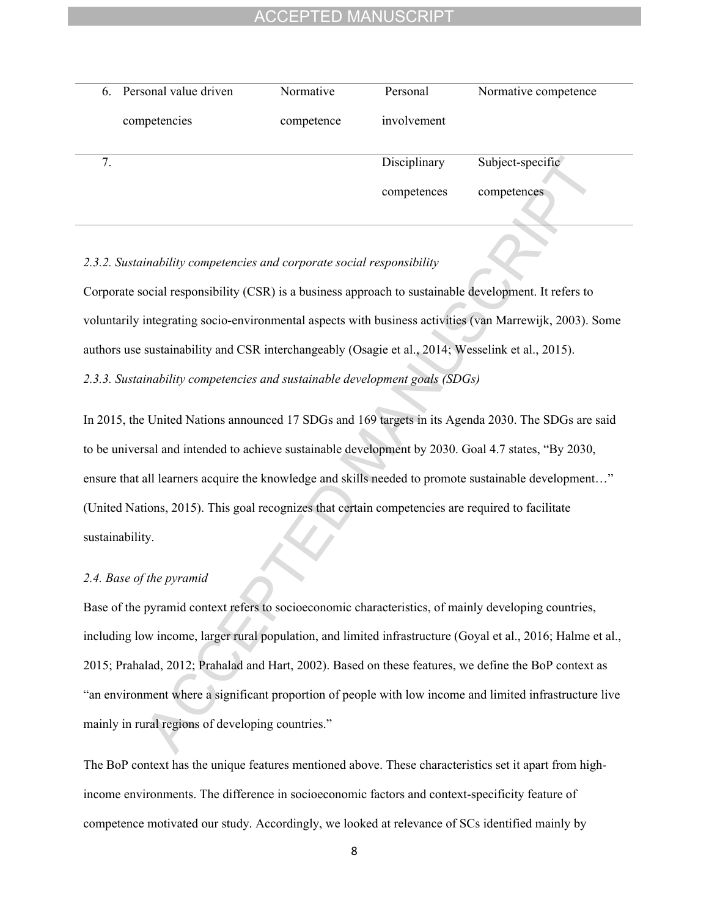| | | | | |
|---|---|---|---|---|
| 6. | Personal value driven competencies | Normative competence | Personal involvement | Normative competence |
| 7. | | | Disciplinary competences | Subject-specific competences |

*2.3.2. Sustainability competencies and corporate social responsibility*

Corporate social responsibility (CSR) is a business approach to sustainable development. It refers to voluntarily integrating socio-environmental aspects with business activities (van Marrewijk, 2003). Some authors use sustainability and CSR interchangeably (Osagie et al., 2014; Wesselink et al., 2015).

*2.3.3. Sustainability competencies and sustainable development goals (SDGs)*

In 2015, the United Nations announced 17 SDGs and 169 targets in its Agenda 2030. The SDGs are said to be universal and intended to achieve sustainable development by 2030. Goal 4.7 states, "By 2030, ensure that all learners acquire the knowledge and skills needed to promote sustainable development…" (United Nations, 2015). This goal recognizes that certain competencies are required to facilitate sustainability.

*2.4. Base of the pyramid*

Base of the pyramid context refers to socioeconomic characteristics, of mainly developing countries, including low income, larger rural population, and limited infrastructure (Goyal et al., 2016; Halme et al., 2015; Prahalad, 2012; Prahalad and Hart, 2002). Based on these features, we define the BoP context as "an environment where a significant proportion of people with low income and limited infrastructure live mainly in rural regions of developing countries."

The BoP context has the unique features mentioned above. These characteristics set it apart from high-income environments. The difference in socioeconomic factors and context-specificity feature of competence motivated our study. Accordingly, we looked at relevance of SCs identified mainly by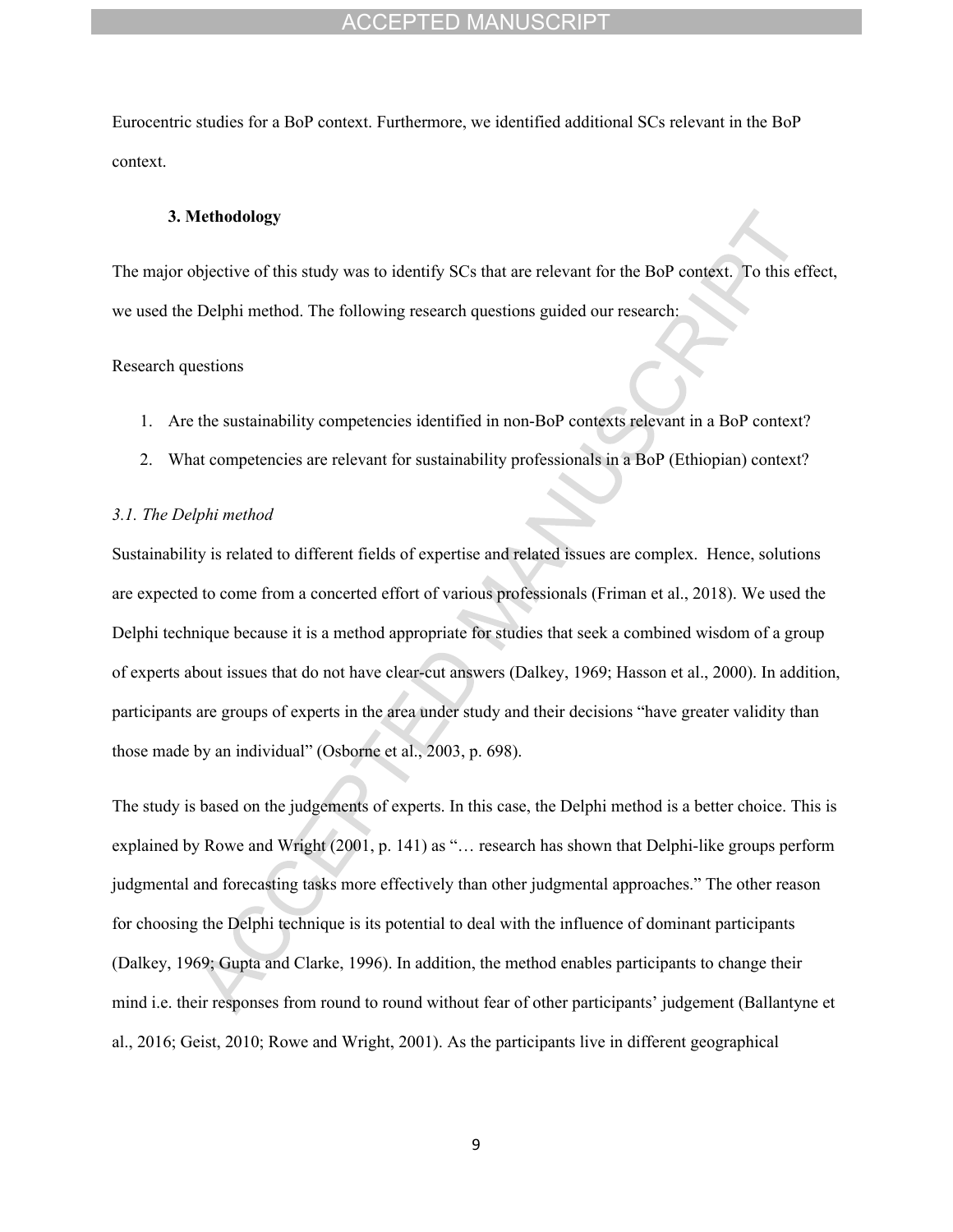Eurocentric studies for a BoP context. Furthermore, we identified additional SCs relevant in the BoP context.

## 3. Methodology

The major objective of this study was to identify SCs that are relevant for the BoP context. To this effect, we used the Delphi method. The following research questions guided our research:

Research questions

1. Are the sustainability competencies identified in non-BoP contexts relevant in a BoP context?
2. What competencies are relevant for sustainability professionals in a BoP (Ethiopian) context?

### *3.1. The Delphi method*

Sustainability is related to different fields of expertise and related issues are complex. Hence, solutions are expected to come from a concerted effort of various professionals (Friman et al., 2018). We used the Delphi technique because it is a method appropriate for studies that seek a combined wisdom of a group of experts about issues that do not have clear-cut answers (Dalkey, 1969; Hasson et al., 2000). In addition, participants are groups of experts in the area under study and their decisions "have greater validity than those made by an individual" (Osborne et al., 2003, p. 698).

The study is based on the judgements of experts. In this case, the Delphi method is a better choice. This is explained by Rowe and Wright (2001, p. 141) as "… research has shown that Delphi-like groups perform judgmental and forecasting tasks more effectively than other judgmental approaches." The other reason for choosing the Delphi technique is its potential to deal with the influence of dominant participants (Dalkey, 1969; Gupta and Clarke, 1996). In addition, the method enables participants to change their mind i.e. their responses from round to round without fear of other participants' judgement (Ballantyne et al., 2016; Geist, 2010; Rowe and Wright, 2001). As the participants live in different geographical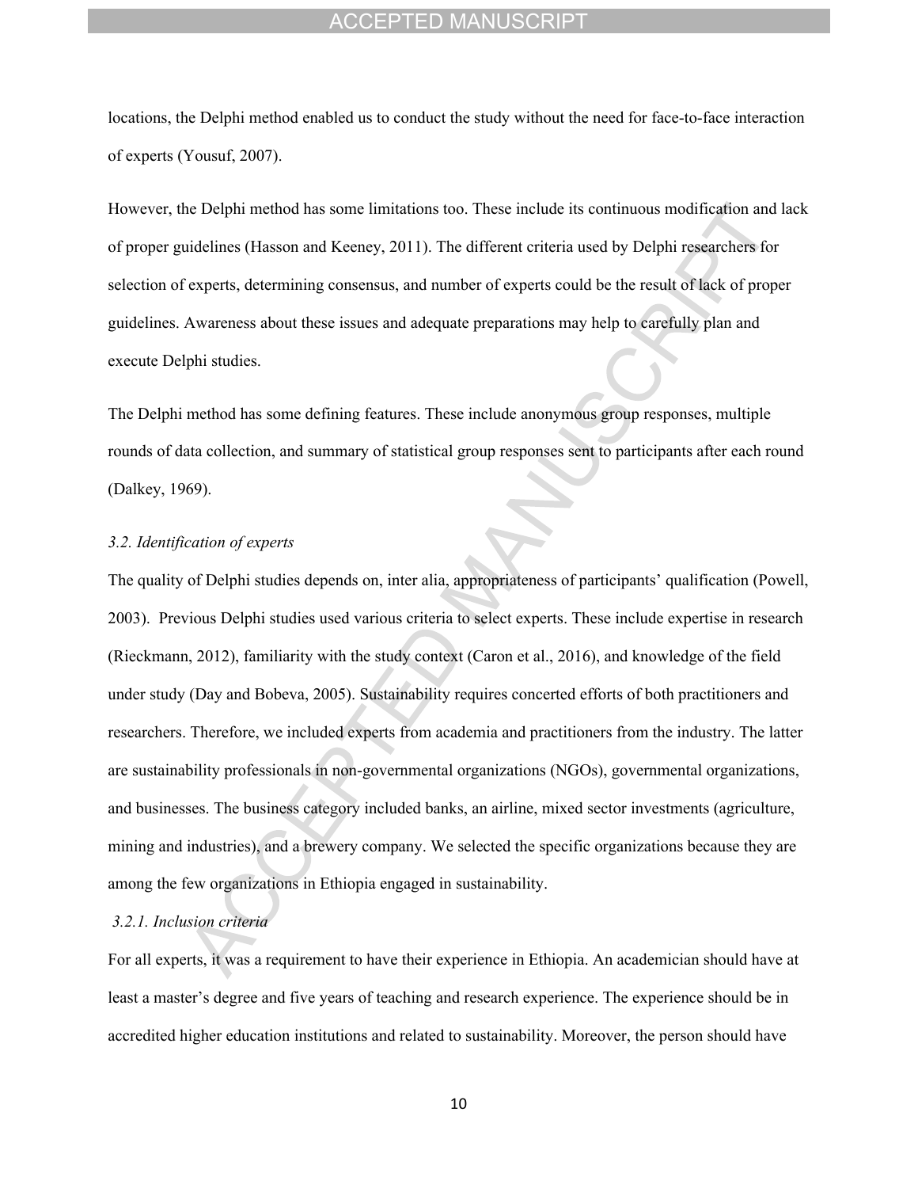locations, the Delphi method enabled us to conduct the study without the need for face-to-face interaction of experts (Yousuf, 2007).

However, the Delphi method has some limitations too. These include its continuous modification and lack of proper guidelines (Hasson and Keeney, 2011). The different criteria used by Delphi researchers for selection of experts, determining consensus, and number of experts could be the result of lack of proper guidelines. Awareness about these issues and adequate preparations may help to carefully plan and execute Delphi studies.

The Delphi method has some defining features. These include anonymous group responses, multiple rounds of data collection, and summary of statistical group responses sent to participants after each round (Dalkey, 1969).

### *3.2. Identification of experts*

The quality of Delphi studies depends on, inter alia, appropriateness of participants' qualification (Powell, 2003). Previous Delphi studies used various criteria to select experts. These include expertise in research (Rieckmann, 2012), familiarity with the study context (Caron et al., 2016), and knowledge of the field under study (Day and Bobeva, 2005). Sustainability requires concerted efforts of both practitioners and researchers. Therefore, we included experts from academia and practitioners from the industry. The latter are sustainability professionals in non-governmental organizations (NGOs), governmental organizations, and businesses. The business category included banks, an airline, mixed sector investments (agriculture, mining and industries), and a brewery company. We selected the specific organizations because they are among the few organizations in Ethiopia engaged in sustainability.

#### *3.2.1. Inclusion criteria*

For all experts, it was a requirement to have their experience in Ethiopia. An academician should have at least a master's degree and five years of teaching and research experience. The experience should be in accredited higher education institutions and related to sustainability. Moreover, the person should have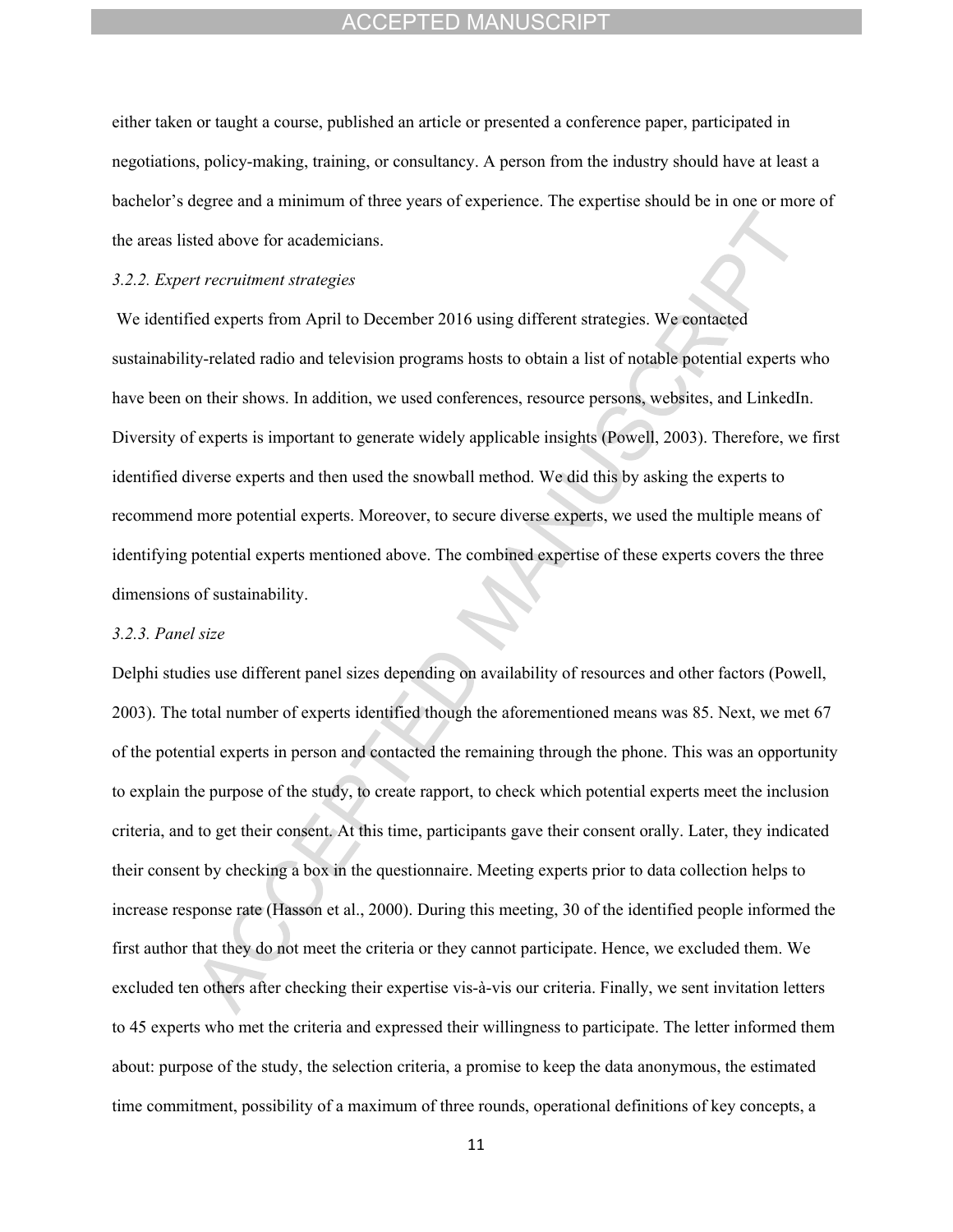either taken or taught a course, published an article or presented a conference paper, participated in negotiations, policy-making, training, or consultancy. A person from the industry should have at least a bachelor's degree and a minimum of three years of experience. The expertise should be in one or more of the areas listed above for academicians.

### *3.2.2. Expert recruitment strategies*

We identified experts from April to December 2016 using different strategies. We contacted sustainability-related radio and television programs hosts to obtain a list of notable potential experts who have been on their shows. In addition, we used conferences, resource persons, websites, and LinkedIn. Diversity of experts is important to generate widely applicable insights (Powell, 2003). Therefore, we first identified diverse experts and then used the snowball method. We did this by asking the experts to recommend more potential experts. Moreover, to secure diverse experts, we used the multiple means of identifying potential experts mentioned above. The combined expertise of these experts covers the three dimensions of sustainability.

### *3.2.3. Panel size*

Delphi studies use different panel sizes depending on availability of resources and other factors (Powell, 2003). The total number of experts identified though the aforementioned means was 85. Next, we met 67 of the potential experts in person and contacted the remaining through the phone. This was an opportunity to explain the purpose of the study, to create rapport, to check which potential experts meet the inclusion criteria, and to get their consent. At this time, participants gave their consent orally. Later, they indicated their consent by checking a box in the questionnaire. Meeting experts prior to data collection helps to increase response rate (Hasson et al., 2000). During this meeting, 30 of the identified people informed the first author that they do not meet the criteria or they cannot participate. Hence, we excluded them. We excluded ten others after checking their expertise vis-à-vis our criteria. Finally, we sent invitation letters to 45 experts who met the criteria and expressed their willingness to participate. The letter informed them about: purpose of the study, the selection criteria, a promise to keep the data anonymous, the estimated time commitment, possibility of a maximum of three rounds, operational definitions of key concepts, a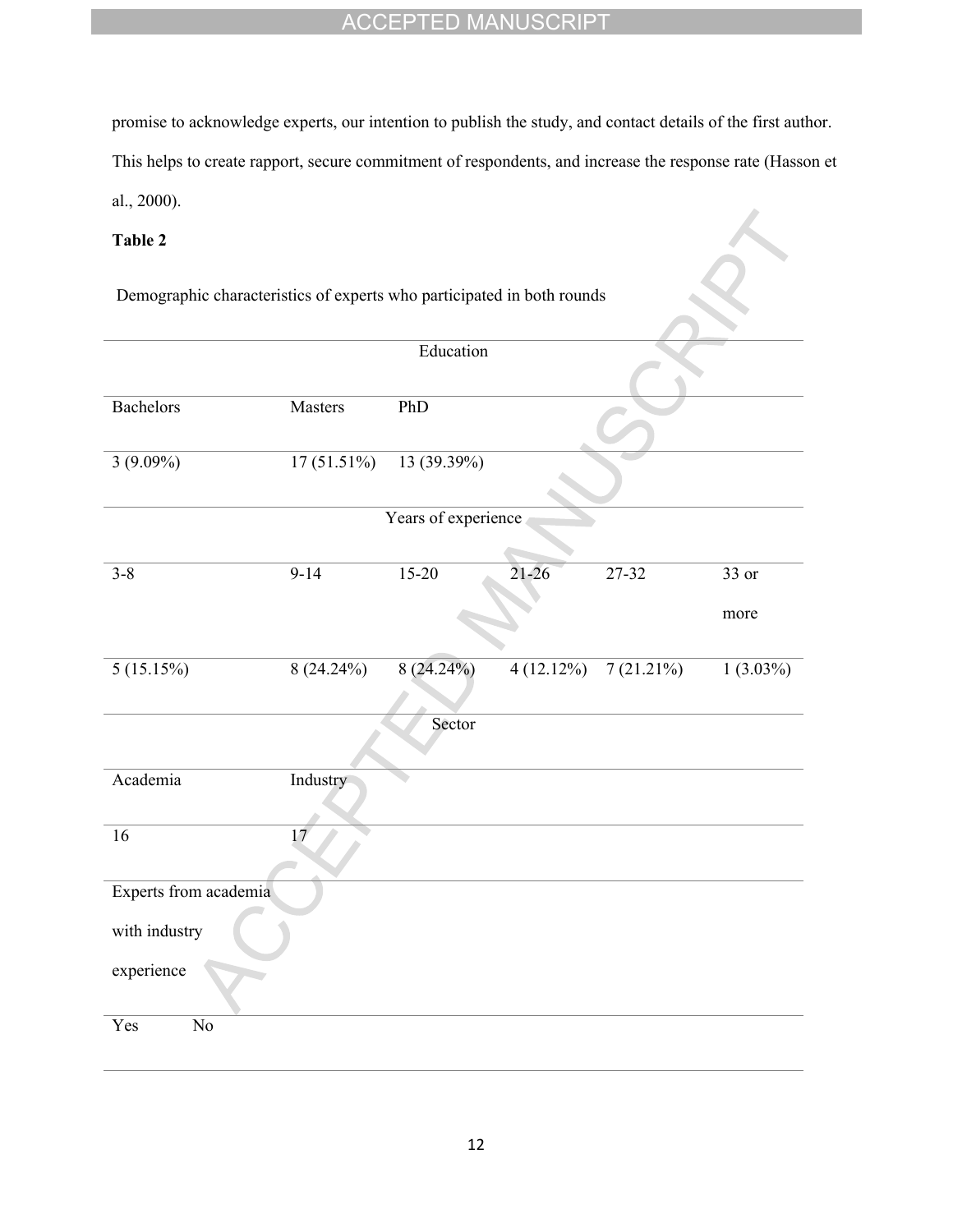promise to acknowledge experts, our intention to publish the study, and contact details of the first author. This helps to create rapport, secure commitment of respondents, and increase the response rate (Hasson et al., 2000).

**Table 2**

Demographic characteristics of experts who participated in both rounds

| Education | | | | | |
|---|---|---|---|---|---|
| Bachelors | Masters | PhD | | | |
| 3 (9.09%) | 17 (51.51%) | 13 (39.39%) | | | |
| Years of experience | | | | | |
| 3-8 | 9-14 | 15-20 | 21-26 | 27-32 | 33 or more |
| 5 (15.15%) | 8 (24.24%) | 8 (24.24%) | 4 (12.12%) | 7 (21.21%) | 1 (3.03%) |
| Sector | | | | | |
| Academia | Industry | | | | |
| 16 | 17 | | | | |
| Experts from academia with industry experience | | | | | |
| Yes No | | | | | |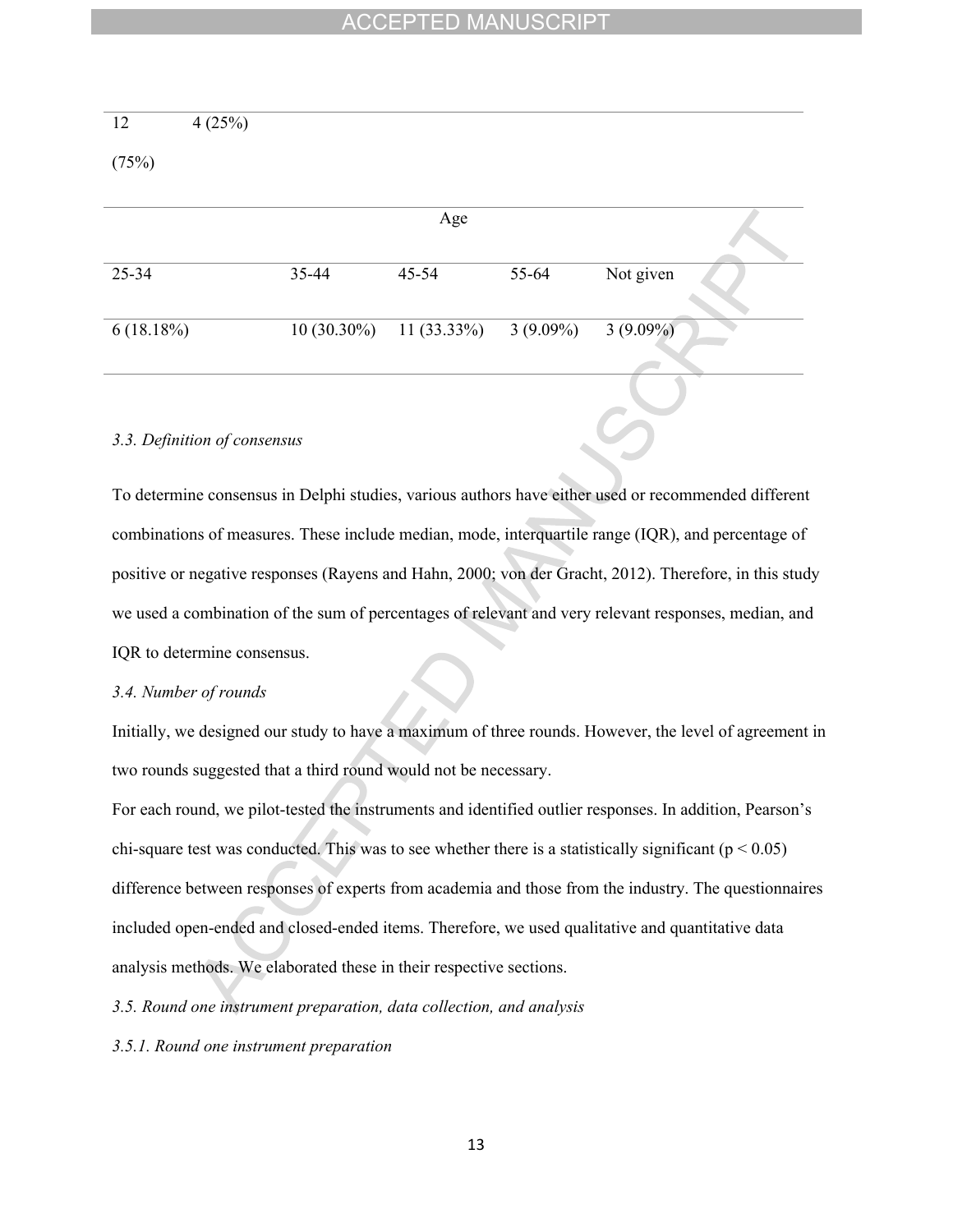| 12 (75%) | 4 (25%) | | | |
|---|---|---|---|---|

| Age | | | | |
|---|---|---|---|---|
| 25-34 | 35-44 | 45-54 | 55-64 | Not given |
| 6 (18.18%) | 10 (30.30%) | 11 (33.33%) | 3 (9.09%) | 3 (9.09%) |

*3.3. Definition of consensus*

To determine consensus in Delphi studies, various authors have either used or recommended different combinations of measures. These include median, mode, interquartile range (IQR), and percentage of positive or negative responses (Rayens and Hahn, 2000; von der Gracht, 2012). Therefore, in this study we used a combination of the sum of percentages of relevant and very relevant responses, median, and IQR to determine consensus.

*3.4. Number of rounds*

Initially, we designed our study to have a maximum of three rounds. However, the level of agreement in two rounds suggested that a third round would not be necessary.

For each round, we pilot-tested the instruments and identified outlier responses. In addition, Pearson's chi-square test was conducted. This was to see whether there is a statistically significant ($p < 0.05$) difference between responses of experts from academia and those from the industry. The questionnaires included open-ended and closed-ended items. Therefore, we used qualitative and quantitative data analysis methods. We elaborated these in their respective sections.

*3.5. Round one instrument preparation, data collection, and analysis*

*3.5.1. Round one instrument preparation*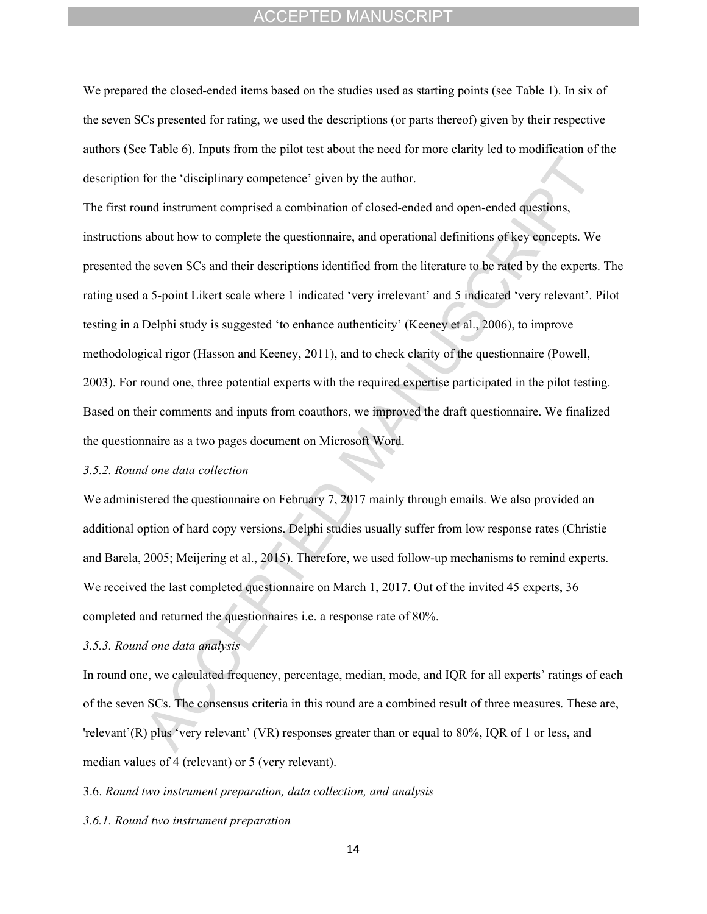We prepared the closed-ended items based on the studies used as starting points (see Table 1). In six of the seven SCs presented for rating, we used the descriptions (or parts thereof) given by their respective authors (See Table 6). Inputs from the pilot test about the need for more clarity led to modification of the description for the 'disciplinary competence' given by the author.

The first round instrument comprised a combination of closed-ended and open-ended questions, instructions about how to complete the questionnaire, and operational definitions of key concepts. We presented the seven SCs and their descriptions identified from the literature to be rated by the experts. The rating used a 5-point Likert scale where 1 indicated 'very irrelevant' and 5 indicated 'very relevant'. Pilot testing in a Delphi study is suggested 'to enhance authenticity' (Keeney et al., 2006), to improve methodological rigor (Hasson and Keeney, 2011), and to check clarity of the questionnaire (Powell, 2003). For round one, three potential experts with the required expertise participated in the pilot testing. Based on their comments and inputs from coauthors, we improved the draft questionnaire. We finalized the questionnaire as a two pages document on Microsoft Word.

#### *3.5.2. Round one data collection*

We administered the questionnaire on February 7, 2017 mainly through emails. We also provided an additional option of hard copy versions. Delphi studies usually suffer from low response rates (Christie and Barela, 2005; Meijering et al., 2015). Therefore, we used follow-up mechanisms to remind experts. We received the last completed questionnaire on March 1, 2017. Out of the invited 45 experts, 36 completed and returned the questionnaires i.e. a response rate of 80%.

#### *3.5.3. Round one data analysis*

In round one, we calculated frequency, percentage, median, mode, and IQR for all experts' ratings of each of the seven SCs. The consensus criteria in this round are a combined result of three measures. These are, 'relevant'(R) plus 'very relevant' (VR) responses greater than or equal to 80%, IQR of 1 or less, and median values of 4 (relevant) or 5 (very relevant).

### 3.6. *Round two instrument preparation, data collection, and analysis*

#### *3.6.1. Round two instrument preparation*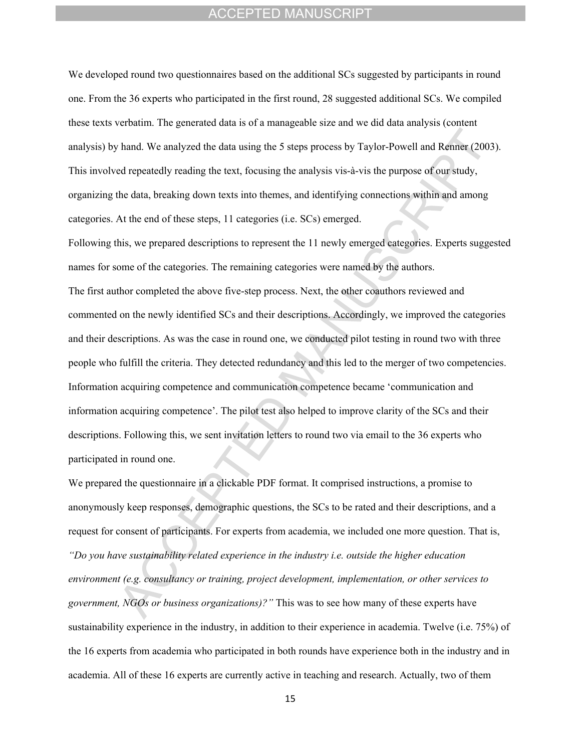We developed round two questionnaires based on the additional SCs suggested by participants in round one. From the 36 experts who participated in the first round, 28 suggested additional SCs. We compiled these texts verbatim. The generated data is of a manageable size and we did data analysis (content analysis) by hand. We analyzed the data using the 5 steps process by Taylor-Powell and Renner (2003). This involved repeatedly reading the text, focusing the analysis vis-à-vis the purpose of our study, organizing the data, breaking down texts into themes, and identifying connections within and among categories. At the end of these steps, 11 categories (i.e. SCs) emerged.

Following this, we prepared descriptions to represent the 11 newly emerged categories. Experts suggested names for some of the categories. The remaining categories were named by the authors.

The first author completed the above five-step process. Next, the other coauthors reviewed and commented on the newly identified SCs and their descriptions. Accordingly, we improved the categories and their descriptions. As was the case in round one, we conducted pilot testing in round two with three people who fulfill the criteria. They detected redundancy and this led to the merger of two competencies. Information acquiring competence and communication competence became 'communication and information acquiring competence'. The pilot test also helped to improve clarity of the SCs and their descriptions. Following this, we sent invitation letters to round two via email to the 36 experts who participated in round one.

We prepared the questionnaire in a clickable PDF format. It comprised instructions, a promise to anonymously keep responses, demographic questions, the SCs to be rated and their descriptions, and a request for consent of participants. For experts from academia, we included one more question. That is, *"Do you have sustainability related experience in the industry i.e. outside the higher education environment (e.g. consultancy or training, project development, implementation, or other services to government, NGOs or business organizations)?"* This was to see how many of these experts have sustainability experience in the industry, in addition to their experience in academia. Twelve (i.e. 75%) of the 16 experts from academia who participated in both rounds have experience both in the industry and in academia. All of these 16 experts are currently active in teaching and research. Actually, two of them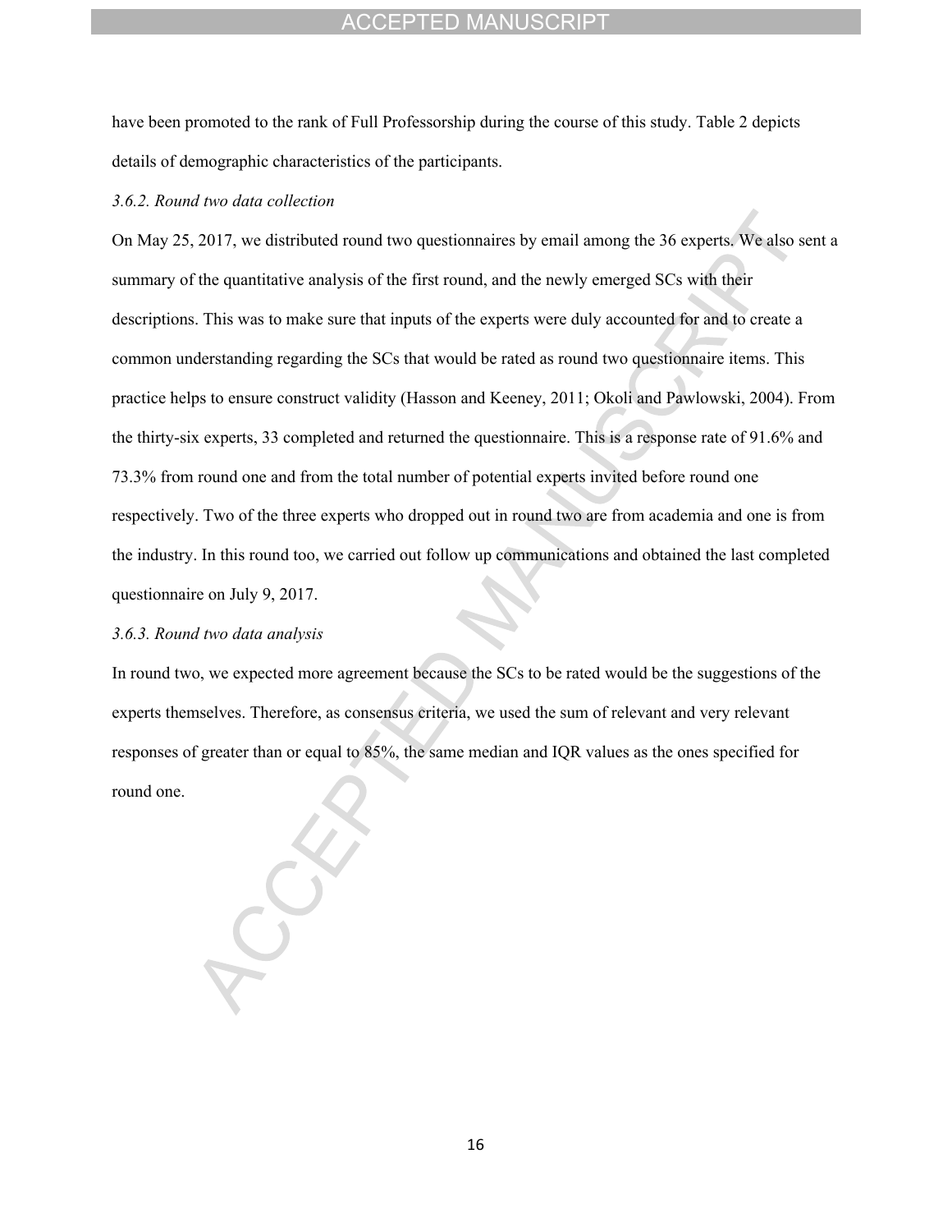have been promoted to the rank of Full Professorship during the course of this study. Table 2 depicts details of demographic characteristics of the participants.

### *3.6.2. Round two data collection*

On May 25, 2017, we distributed round two questionnaires by email among the 36 experts. We also sent a summary of the quantitative analysis of the first round, and the newly emerged SCs with their descriptions. This was to make sure that inputs of the experts were duly accounted for and to create a common understanding regarding the SCs that would be rated as round two questionnaire items. This practice helps to ensure construct validity (Hasson and Keeney, 2011; Okoli and Pawlowski, 2004). From the thirty-six experts, 33 completed and returned the questionnaire. This is a response rate of 91.6% and 73.3% from round one and from the total number of potential experts invited before round one respectively. Two of the three experts who dropped out in round two are from academia and one is from the industry. In this round too, we carried out follow up communications and obtained the last completed questionnaire on July 9, 2017.

### *3.6.3. Round two data analysis*

In round two, we expected more agreement because the SCs to be rated would be the suggestions of the experts themselves. Therefore, as consensus criteria, we used the sum of relevant and very relevant responses of greater than or equal to 85%, the same median and IQR values as the ones specified for round one.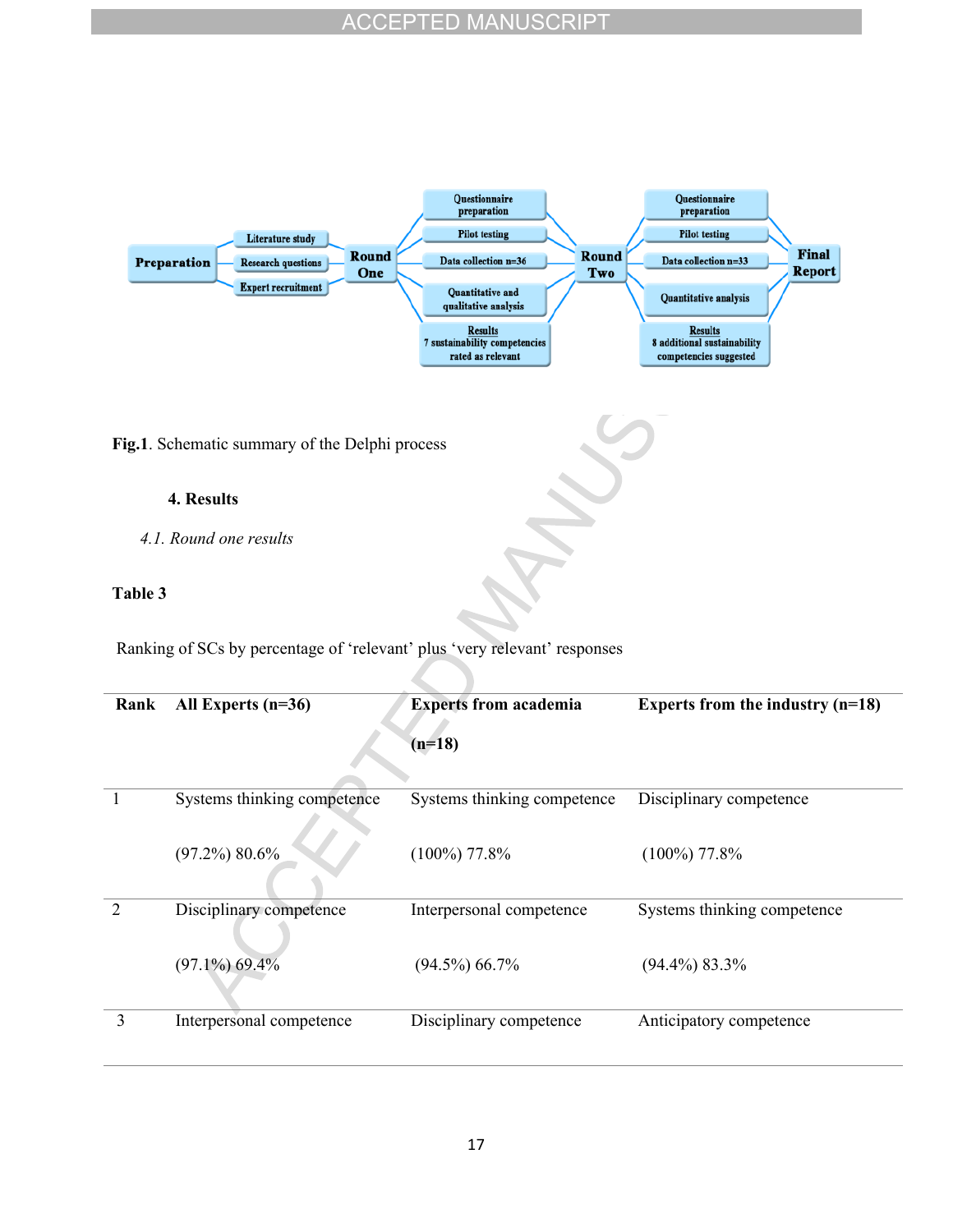Fig.1. Schematic summary of the Delphi process

## 4. Results

### *4.1. Round one results*

**Table 3**

Ranking of SCs by percentage of 'relevant' plus 'very relevant' responses

| Rank | All Experts (n=36) | Experts from academia (n=18) | Experts from the industry (n=18) |
|---|---|---|---|
| 1 | Systems thinking competence (97.2%) 80.6% | Systems thinking competence (100%) 77.8% | Disciplinary competence (100%) 77.8% |
| 2 | Disciplinary competence (97.1%) 69.4% | Interpersonal competence (94.5%) 66.7% | Systems thinking competence (94.4%) 83.3% |
| 3 | Interpersonal competence | Disciplinary competence | Anticipatory competence |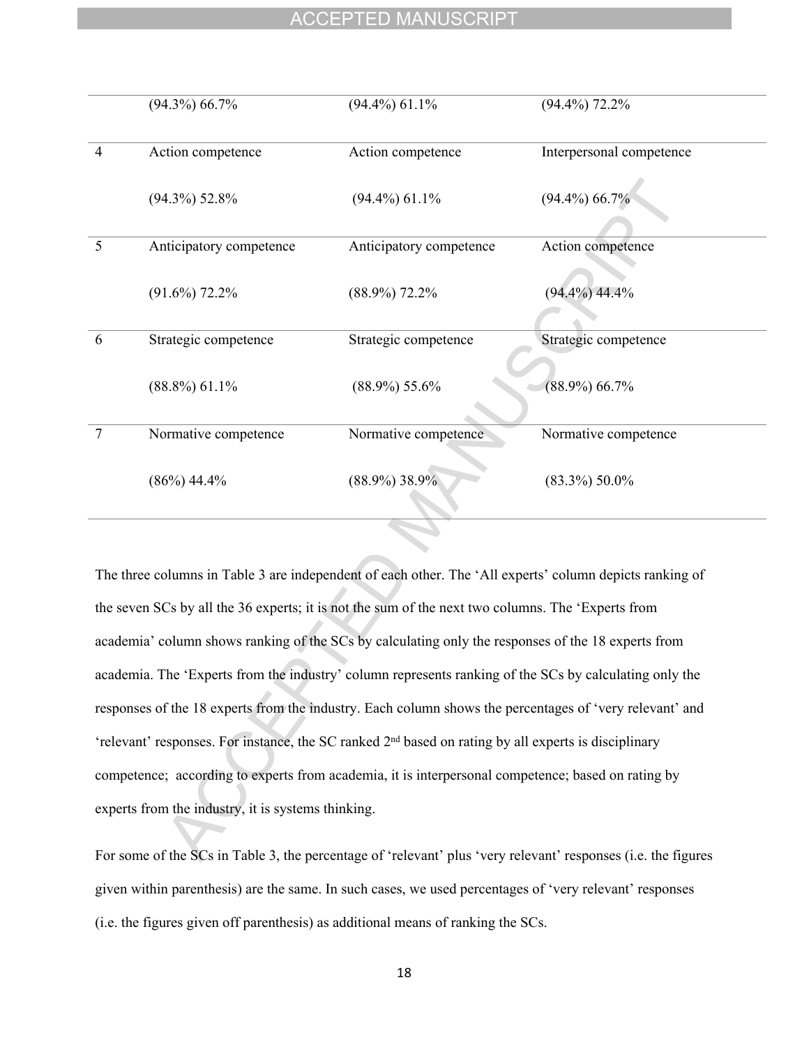|  |  |  |  |
|---|---|---|---|
|  | (94.3%) 66.7% | (94.4%) 61.1% | (94.4%) 72.2% |
| 4 | Action competence<br><br>(94.3%) 52.8% | Action competence<br><br>(94.4%) 61.1% | Interpersonal competence<br><br>(94.4%) 66.7% |
| 5 | Anticipatory competence<br><br>(91.6%) 72.2% | Anticipatory competence<br><br>(88.9%) 72.2% | Action competence<br><br>(94.4%) 44.4% |
| 6 | Strategic competence<br><br>(88.8%) 61.1% | Strategic competence<br><br>(88.9%) 55.6% | Strategic competence<br><br>(88.9%) 66.7% |
| 7 | Normative competence<br><br>(86%) 44.4% | Normative competence<br><br>(88.9%) 38.9% | Normative competence<br><br>(83.3%) 50.0% |

The three columns in Table 3 are independent of each other. The 'All experts' column depicts ranking of the seven SCs by all the 36 experts; it is not the sum of the next two columns. The 'Experts from academia' column shows ranking of the SCs by calculating only the responses of the 18 experts from academia. The 'Experts from the industry' column represents ranking of the SCs by calculating only the responses of the 18 experts from the industry. Each column shows the percentages of 'very relevant' and 'relevant' responses. For instance, the SC ranked 2nd based on rating by all experts is disciplinary competence; according to experts from academia, it is interpersonal competence; based on rating by experts from the industry, it is systems thinking.

For some of the SCs in Table 3, the percentage of 'relevant' plus 'very relevant' responses (i.e. the figures given within parenthesis) are the same. In such cases, we used percentages of 'very relevant' responses (i.e. the figures given off parenthesis) as additional means of ranking the SCs.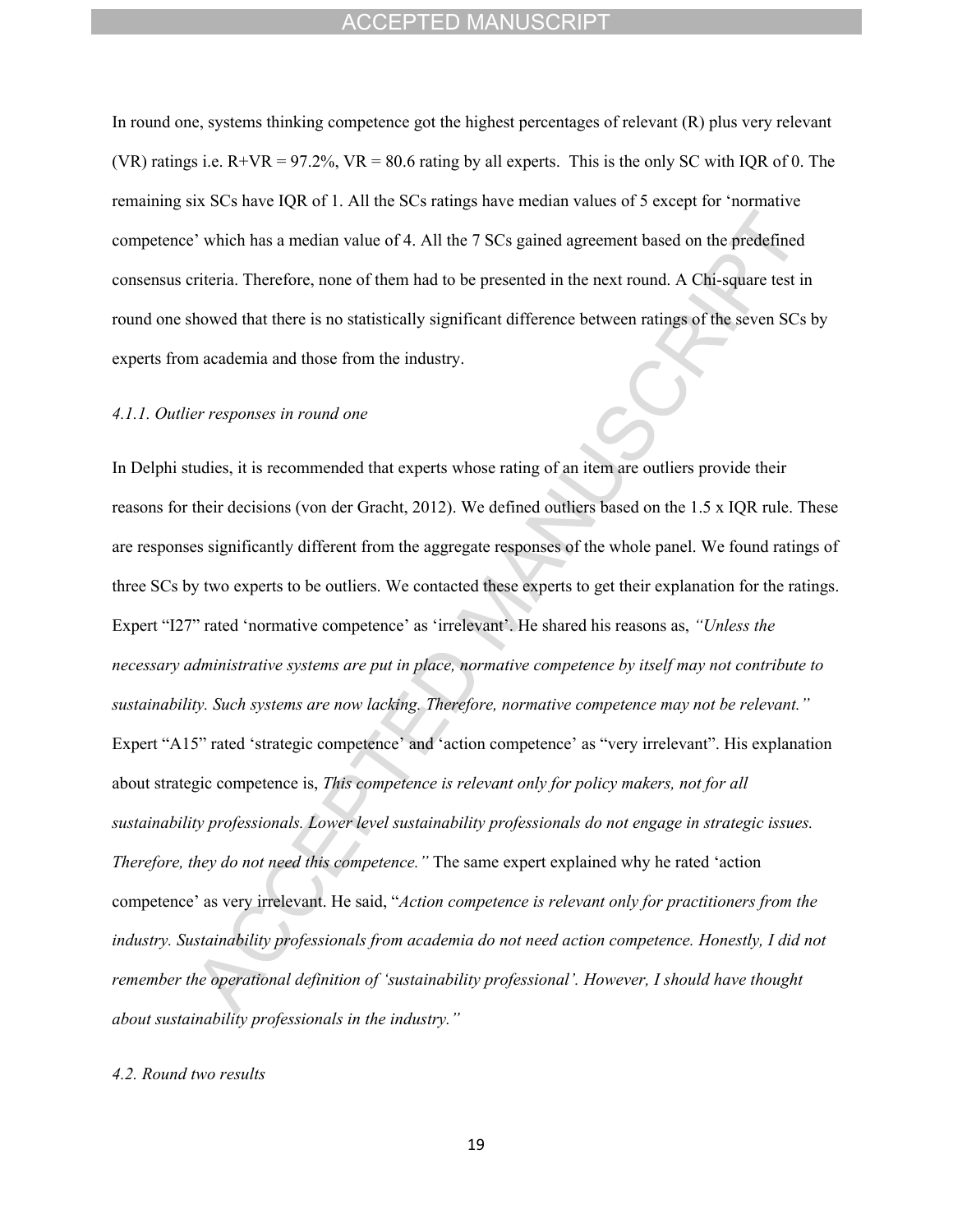In round one, systems thinking competence got the highest percentages of relevant (R) plus very relevant (VR) ratings i.e. R+VR = 97.2%, VR = 80.6 rating by all experts. This is the only SC with IQR of 0. The remaining six SCs have IQR of 1. All the SCs ratings have median values of 5 except for 'normative competence' which has a median value of 4. All the 7 SCs gained agreement based on the predefined consensus criteria. Therefore, none of them had to be presented in the next round. A Chi-square test in round one showed that there is no statistically significant difference between ratings of the seven SCs by experts from academia and those from the industry.

#### *4.1.1. Outlier responses in round one*

In Delphi studies, it is recommended that experts whose rating of an item are outliers provide their reasons for their decisions (von der Gracht, 2012). We defined outliers based on the 1.5 x IQR rule. These are responses significantly different from the aggregate responses of the whole panel. We found ratings of three SCs by two experts to be outliers. We contacted these experts to get their explanation for the ratings. Expert "I27" rated 'normative competence' as 'irrelevant'. He shared his reasons as, *"Unless the necessary administrative systems are put in place, normative competence by itself may not contribute to sustainability. Such systems are now lacking. Therefore, normative competence may not be relevant."* Expert "A15" rated 'strategic competence' and 'action competence' as "very irrelevant". His explanation about strategic competence is, *This competence is relevant only for policy makers, not for all sustainability professionals. Lower level sustainability professionals do not engage in strategic issues. Therefore, they do not need this competence."* The same expert explained why he rated 'action competence' as very irrelevant. He said, "*Action competence is relevant only for practitioners from the industry. Sustainability professionals from academia do not need action competence. Honestly, I did not remember the operational definition of 'sustainability professional'. However, I should have thought about sustainability professionals in the industry."*

### *4.2. Round two results*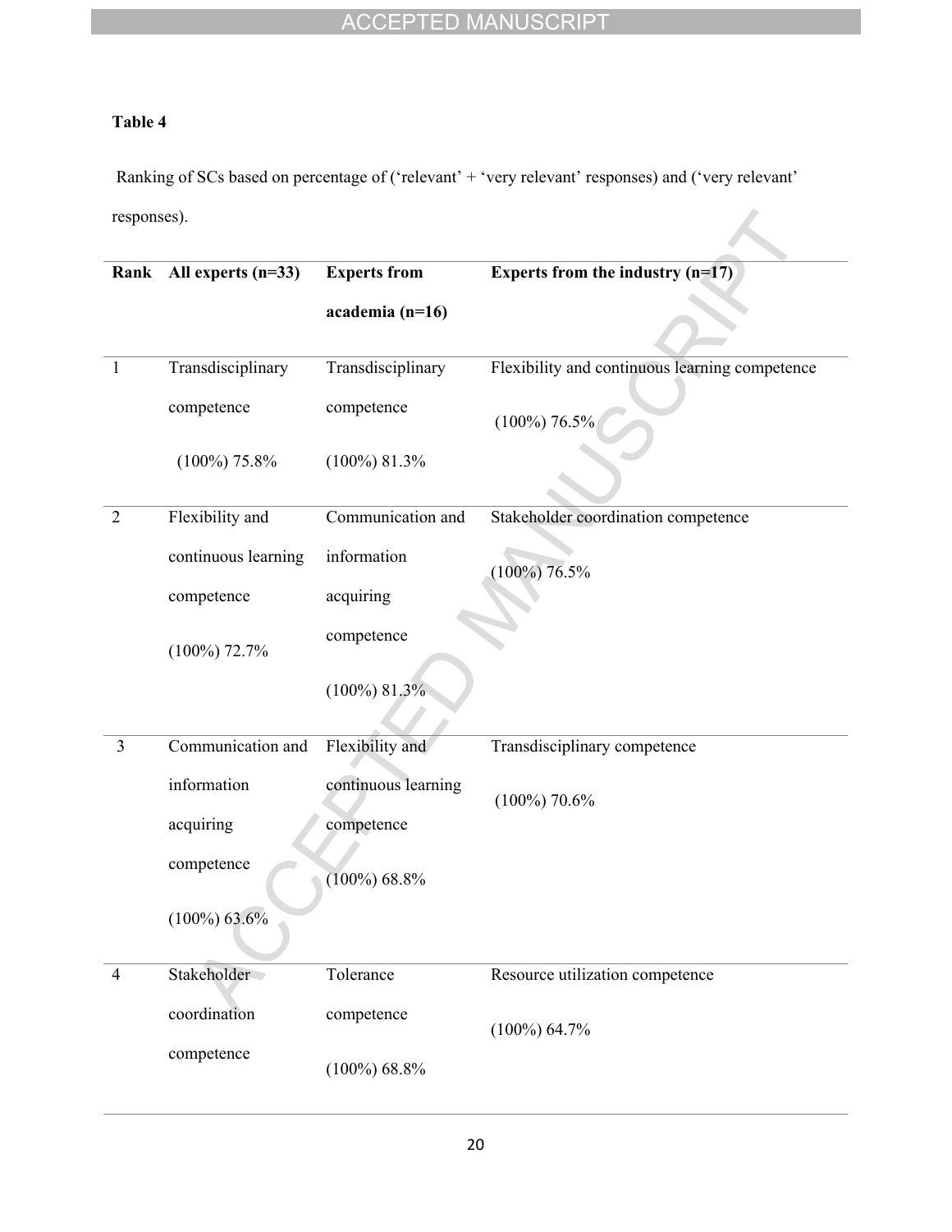**Table 4**

Ranking of SCs based on percentage of ('relevant' + 'very relevant' responses) and ('very relevant' responses).

| Rank | All experts (n=33) | Experts from academia (n=16) | Experts from the industry (n=17) |
|---|---|---|---|
| 1 | Transdisciplinary competence (100%) 75.8% | Transdisciplinary competence (100%) 81.3% | Flexibility and continuous learning competence (100%) 76.5% |
| 2 | Flexibility and continuous learning competence (100%) 72.7% | Communication and information acquiring competence (100%) 81.3% | Stakeholder coordination competence (100%) 76.5% |
| 3 | Communication and information acquiring competence (100%) 63.6% | Flexibility and continuous learning competence (100%) 68.8% | Transdisciplinary competence (100%) 70.6% |
| 4 | Stakeholder coordination competence | Tolerance competence (100%) 68.8% | Resource utilization competence (100%) 64.7% |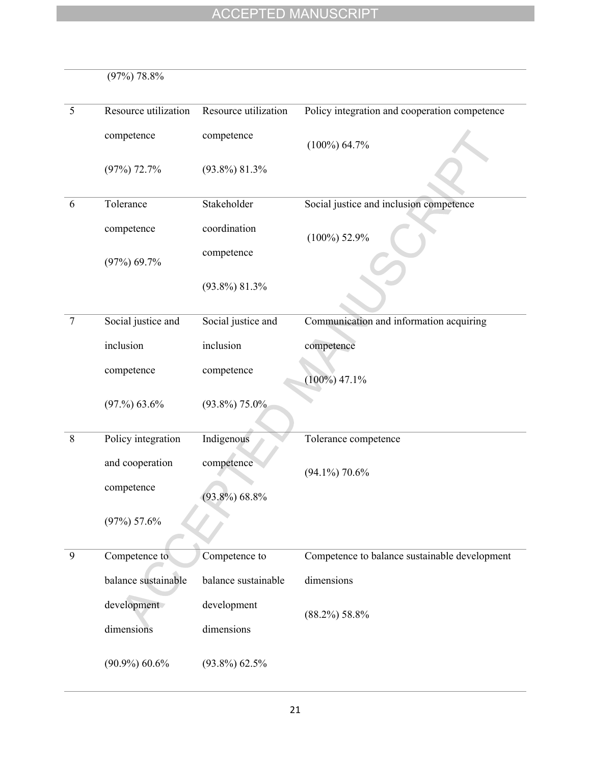| | (97%) 78.8% | | |
|---|---|---|---|
| 5 | Resource utilization competence (97%) 72.7% | Resource utilization competence (93.8%) 81.3% | Policy integration and cooperation competence (100%) 64.7% |
| 6 | Tolerance competence (97%) 69.7% | Stakeholder coordination competence (93.8%) 81.3% | Social justice and inclusion competence (100%) 52.9% |
| 7 | Social justice and inclusion competence (97.%) 63.6% | Social justice and inclusion competence (93.8%) 75.0% | Communication and information acquiring competence (100%) 47.1% |
| 8 | Policy integration and cooperation competence (97%) 57.6% | Indigenous competence (93.8%) 68.8% | Tolerance competence (94.1%) 70.6% |
| 9 | Competence to balance sustainable development dimensions (90.9%) 60.6% | Competence to balance sustainable development dimensions (93.8%) 62.5% | Competence to balance sustainable development dimensions (88.2%) 58.8% |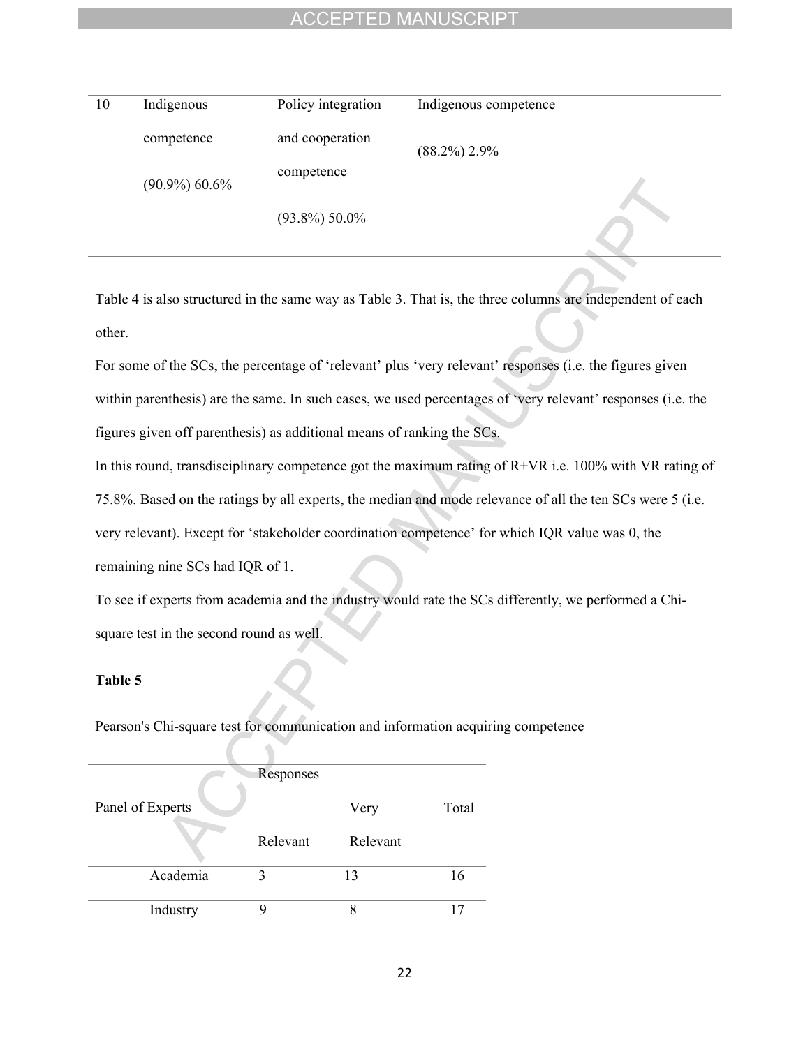| 10 | Indigenous competence (90.9%) 60.6% | Policy integration and cooperation competence (93.8%) 50.0% | Indigenous competence (88.2%) 2.9% |
|---|---|---|---|

Table 4 is also structured in the same way as Table 3. That is, the three columns are independent of each other.

For some of the SCs, the percentage of 'relevant' plus 'very relevant' responses (i.e. the figures given within parenthesis) are the same. In such cases, we used percentages of 'very relevant' responses (i.e. the figures given off parenthesis) as additional means of ranking the SCs.

In this round, transdisciplinary competence got the maximum rating of R+VR i.e. 100% with VR rating of 75.8%. Based on the ratings by all experts, the median and mode relevance of all the ten SCs were 5 (i.e. very relevant). Except for 'stakeholder coordination competence' for which IQR value was 0, the remaining nine SCs had IQR of 1.

To see if experts from academia and the industry would rate the SCs differently, we performed a Chi-square test in the second round as well.

**Table 5**

Pearson's Chi-square test for communication and information acquiring competence

| Panel of Experts | Responses | | Total |
|---|---|---|---|
| | Relevant | Very Relevant | |
| Academia | 3 | 13 | 16 |
| Industry | 9 | 8 | 17 |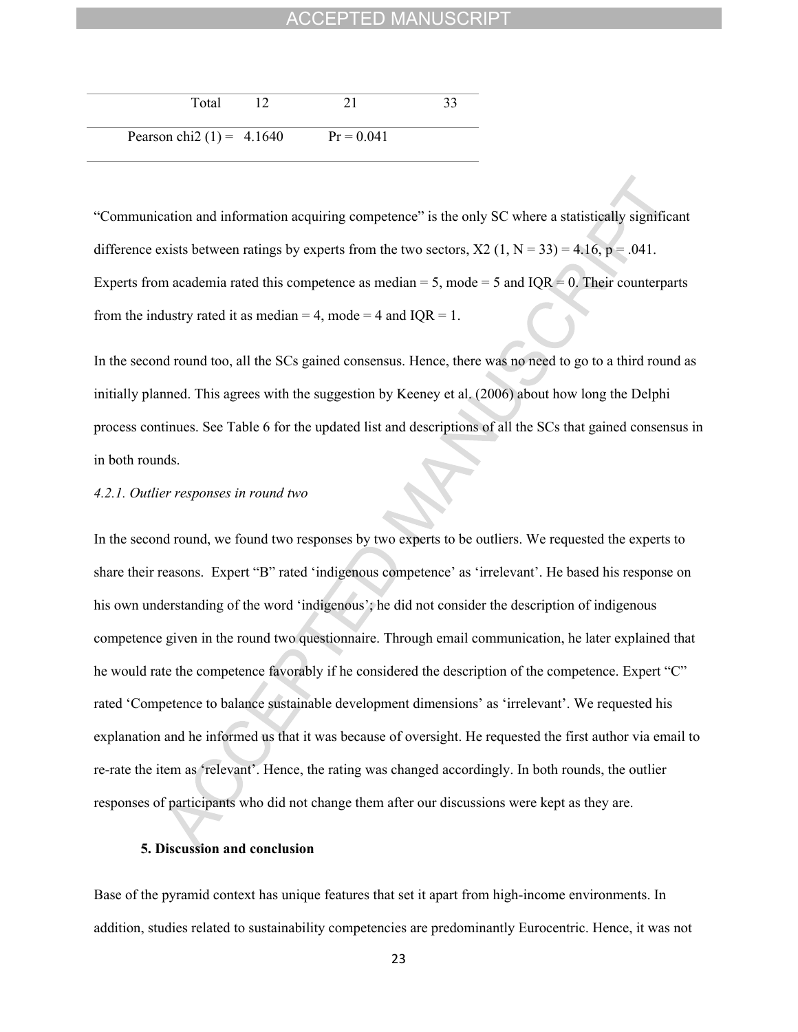| Total | 12 | 21 | 33 |
| --- | --- | --- | --- |
| Pearson chi2 (1) = 4.1640 | | Pr = 0.041 | |

"Communication and information acquiring competence" is the only SC where a statistically significant difference exists between ratings by experts from the two sectors, $X2 \ (1, N = 33) = 4.16, p = .041$. Experts from academia rated this competence as median = 5, mode = 5 and IQR = 0. Their counterparts from the industry rated it as median = 4, mode = 4 and IQR = 1.

In the second round too, all the SCs gained consensus. Hence, there was no need to go to a third round as initially planned. This agrees with the suggestion by Keeney et al. (2006) about how long the Delphi process continues. See Table 6 for the updated list and descriptions of all the SCs that gained consensus in in both rounds.

*4.2.1. Outlier responses in round two*

In the second round, we found two responses by two experts to be outliers. We requested the experts to share their reasons. Expert "B" rated 'indigenous competence' as 'irrelevant'. He based his response on his own understanding of the word 'indigenous'; he did not consider the description of indigenous competence given in the round two questionnaire. Through email communication, he later explained that he would rate the competence favorably if he considered the description of the competence. Expert "C" rated 'Competence to balance sustainable development dimensions' as 'irrelevant'. We requested his explanation and he informed us that it was because of oversight. He requested the first author via email to re-rate the item as 'relevant'. Hence, the rating was changed accordingly. In both rounds, the outlier responses of participants who did not change them after our discussions were kept as they are.

## 5. Discussion and conclusion

Base of the pyramid context has unique features that set it apart from high-income environments. In addition, studies related to sustainability competencies are predominantly Eurocentric. Hence, it was not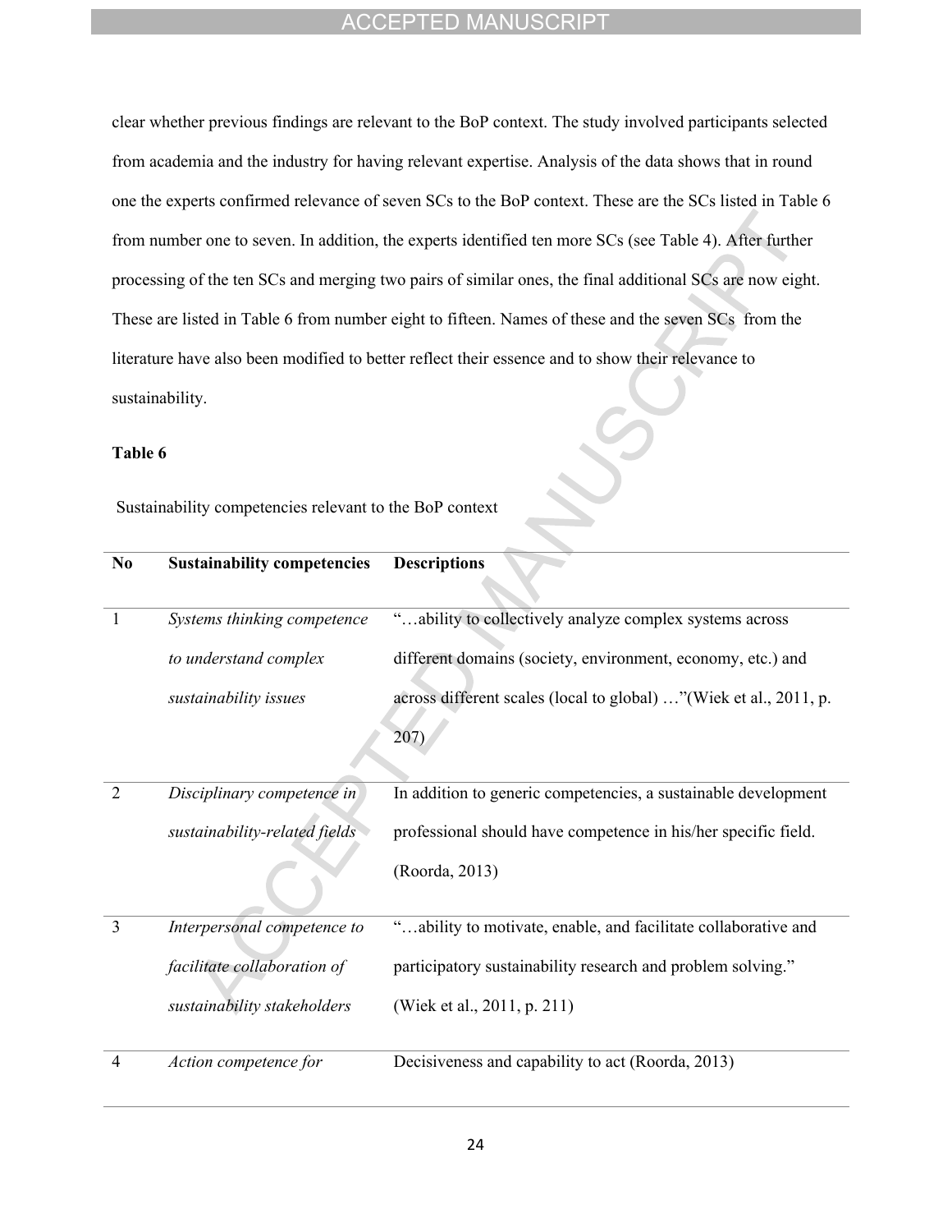clear whether previous findings are relevant to the BoP context. The study involved participants selected from academia and the industry for having relevant expertise. Analysis of the data shows that in round one the experts confirmed relevance of seven SCs to the BoP context. These are the SCs listed in Table 6 from number one to seven. In addition, the experts identified ten more SCs (see Table 4). After further processing of the ten SCs and merging two pairs of similar ones, the final additional SCs are now eight. These are listed in Table 6 from number eight to fifteen. Names of these and the seven SCs from the literature have also been modified to better reflect their essence and to show their relevance to sustainability.

**Table 6**

Sustainability competencies relevant to the BoP context

| No | Sustainability competencies | Descriptions |
|---|---|---|
| 1 | *Systems thinking competence to understand complex sustainability issues* | "…ability to collectively analyze complex systems across different domains (society, environment, economy, etc.) and across different scales (local to global) …"(Wiek et al., 2011, p. 207) |
| 2 | *Disciplinary competence in sustainability-related fields* | In addition to generic competencies, a sustainable development professional should have competence in his/her specific field. (Roorda, 2013) |
| 3 | *Interpersonal competence to facilitate collaboration of sustainability stakeholders* | "…ability to motivate, enable, and facilitate collaborative and participatory sustainability research and problem solving." (Wiek et al., 2011, p. 211) |
| 4 | *Action competence for* | Decisiveness and capability to act (Roorda, 2013) |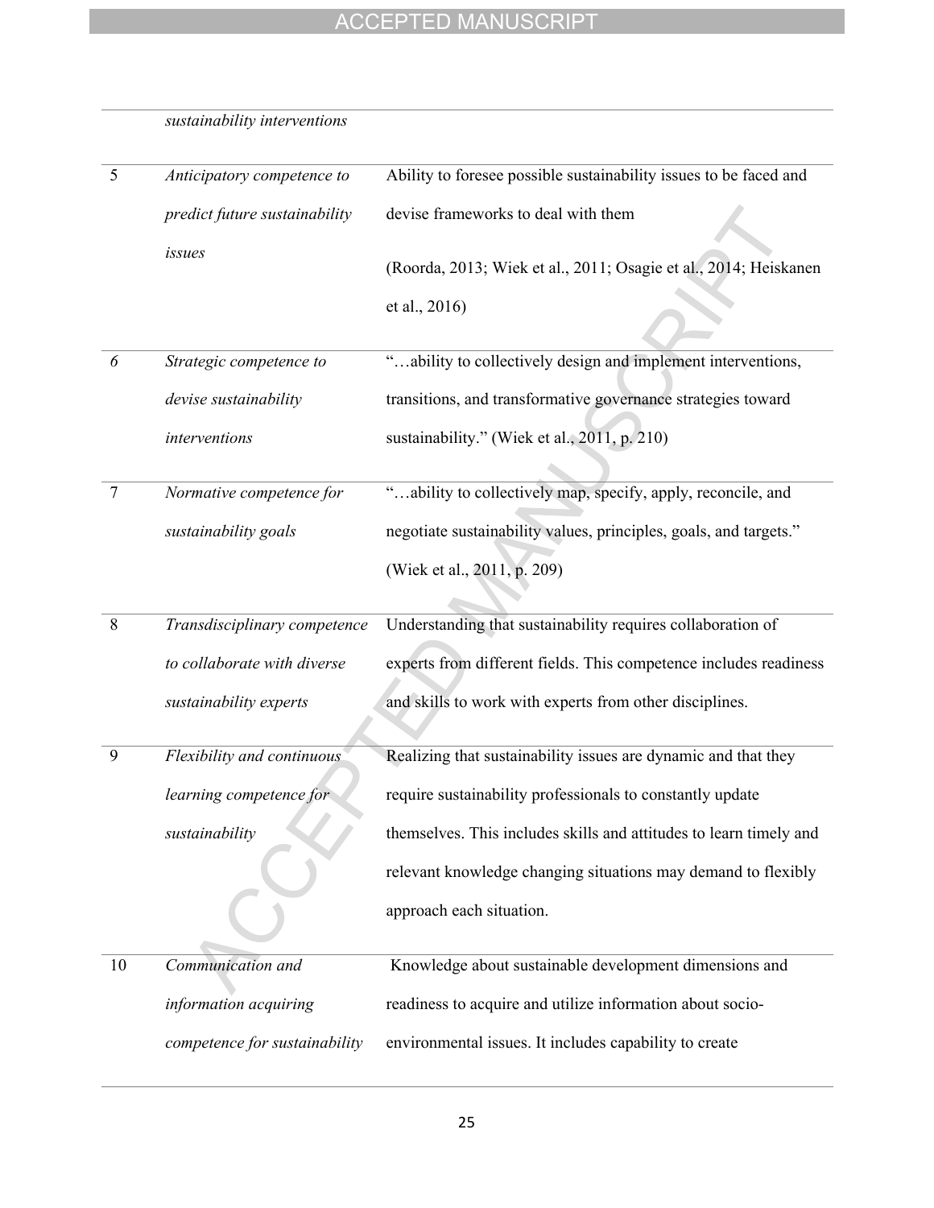| | | |
|---|---|---|
| | *sustainability interventions* | |
| 5 | *Anticipatory competence to predict future sustainability issues* | Ability to foresee possible sustainability issues to be faced and devise frameworks to deal with them (Roorda, 2013; Wiek et al., 2011; Osagie et al., 2014; Heiskanen et al., 2016) |
| *6* | *Strategic competence to devise sustainability interventions* | "…ability to collectively design and implement interventions, transitions, and transformative governance strategies toward sustainability." (Wiek et al., 2011, p. 210) |
| 7 | *Normative competence for sustainability goals* | "…ability to collectively map, specify, apply, reconcile, and negotiate sustainability values, principles, goals, and targets." (Wiek et al., 2011, p. 209) |
| 8 | *Transdisciplinary competence to collaborate with diverse sustainability experts* | Understanding that sustainability requires collaboration of experts from different fields. This competence includes readiness and skills to work with experts from other disciplines. |
| 9 | *Flexibility and continuous learning competence for sustainability* | Realizing that sustainability issues are dynamic and that they require sustainability professionals to constantly update themselves. This includes skills and attitudes to learn timely and relevant knowledge changing situations may demand to flexibly approach each situation. |
| 10 | *Communication and information acquiring competence for sustainability* | Knowledge about sustainable development dimensions and readiness to acquire and utilize information about socio-environmental issues. It includes capability to create |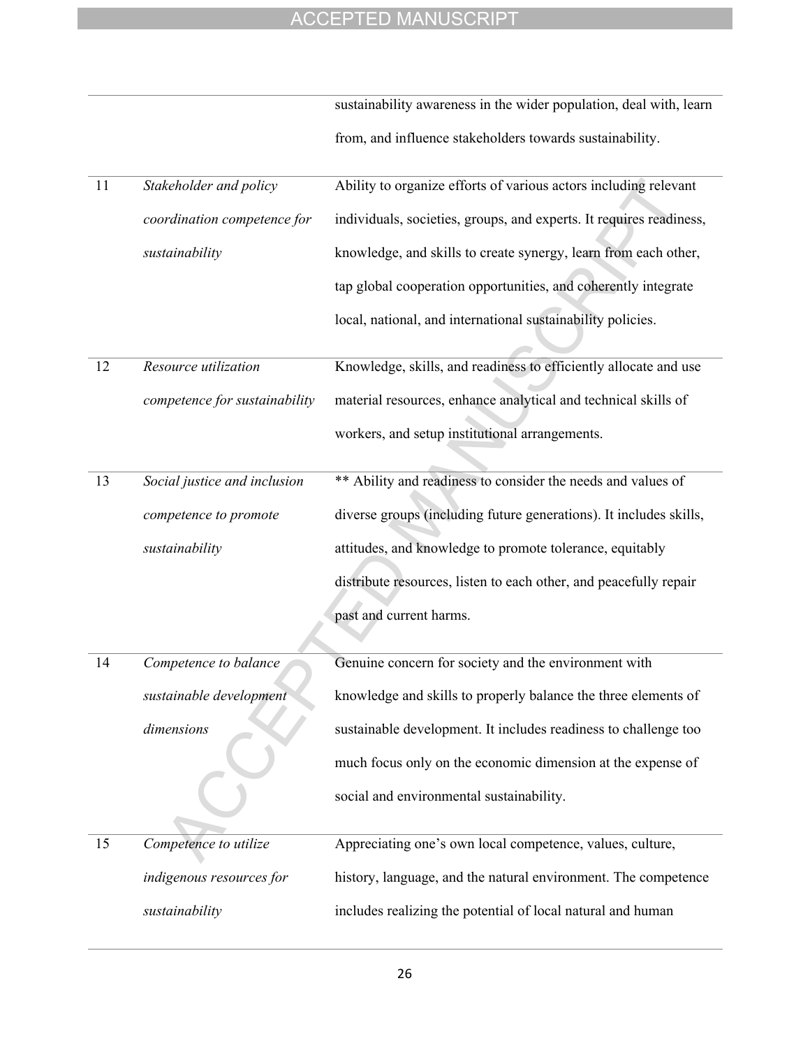| | | |
|---|---|---|
| | | sustainability awareness in the wider population, deal with, learn from, and influence stakeholders towards sustainability. |
| 11 | *Stakeholder and policy coordination competence for sustainability* | Ability to organize efforts of various actors including relevant individuals, societies, groups, and experts. It requires readiness, knowledge, and skills to create synergy, learn from each other, tap global cooperation opportunities, and coherently integrate local, national, and international sustainability policies. |
| 12 | *Resource utilization competence for sustainability* | Knowledge, skills, and readiness to efficiently allocate and use material resources, enhance analytical and technical skills of workers, and setup institutional arrangements. |
| 13 | *Social justice and inclusion competence to promote sustainability* | ** Ability and readiness to consider the needs and values of diverse groups (including future generations). It includes skills, attitudes, and knowledge to promote tolerance, equitably distribute resources, listen to each other, and peacefully repair past and current harms. |
| 14 | *Competence to balance sustainable development dimensions* | Genuine concern for society and the environment with knowledge and skills to properly balance the three elements of sustainable development. It includes readiness to challenge too much focus only on the economic dimension at the expense of social and environmental sustainability. |
| 15 | *Competence to utilize indigenous resources for sustainability* | Appreciating one's own local competence, values, culture, history, language, and the natural environment. The competence includes realizing the potential of local natural and human |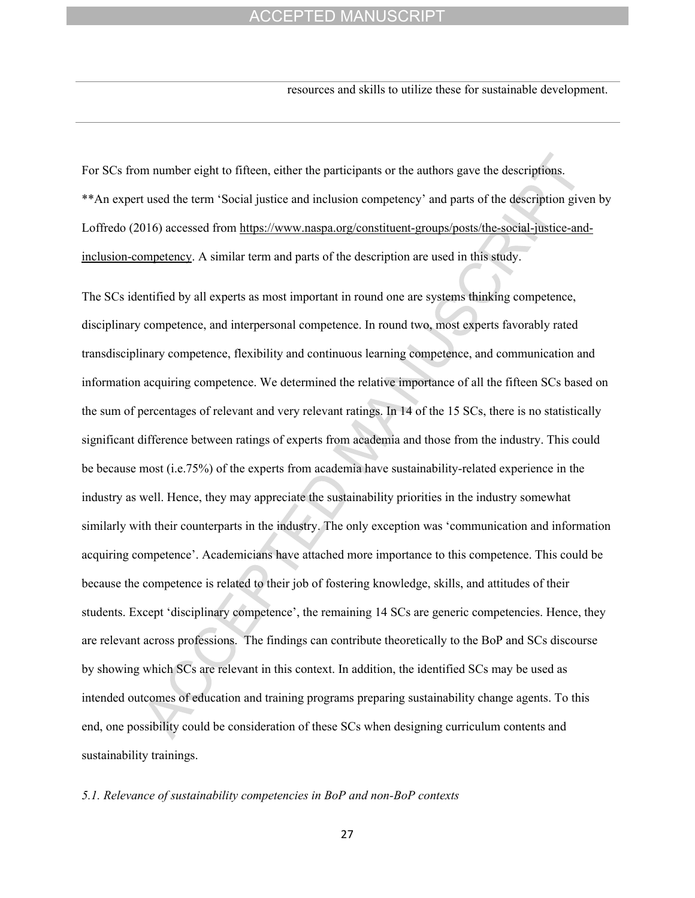| | resources and skills to utilize these for sustainable development. |
|---|---|

For SCs from number eight to fifteen, either the participants or the authors gave the descriptions.
**An expert used the term 'Social justice and inclusion competency' and parts of the description given by Loffredo (2016) accessed from https://www.naspa.org/constituent-groups/posts/the-social-justice-and-inclusion-competency. A similar term and parts of the description are used in this study.

The SCs identified by all experts as most important in round one are systems thinking competence, disciplinary competence, and interpersonal competence. In round two, most experts favorably rated transdisciplinary competence, flexibility and continuous learning competence, and communication and information acquiring competence. We determined the relative importance of all the fifteen SCs based on the sum of percentages of relevant and very relevant ratings. In 14 of the 15 SCs, there is no statistically significant difference between ratings of experts from academia and those from the industry. This could be because most (i.e.75%) of the experts from academia have sustainability-related experience in the industry as well. Hence, they may appreciate the sustainability priorities in the industry somewhat similarly with their counterparts in the industry. The only exception was 'communication and information acquiring competence'. Academicians have attached more importance to this competence. This could be because the competence is related to their job of fostering knowledge, skills, and attitudes of their students. Except 'disciplinary competence', the remaining 14 SCs are generic competencies. Hence, they are relevant across professions. The findings can contribute theoretically to the BoP and SCs discourse by showing which SCs are relevant in this context. In addition, the identified SCs may be used as intended outcomes of education and training programs preparing sustainability change agents. To this end, one possibility could be consideration of these SCs when designing curriculum contents and sustainability trainings.

### *5.1. Relevance of sustainability competencies in BoP and non-BoP contexts*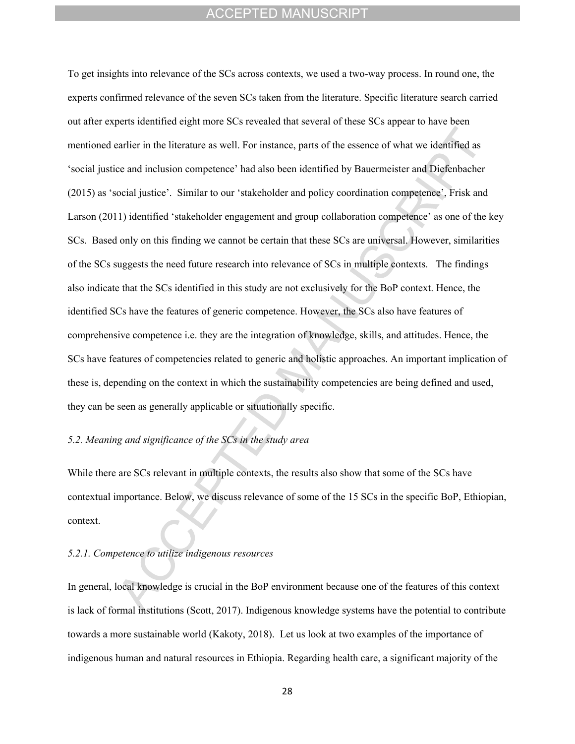To get insights into relevance of the SCs across contexts, we used a two-way process. In round one, the experts confirmed relevance of the seven SCs taken from the literature. Specific literature search carried out after experts identified eight more SCs revealed that several of these SCs appear to have been mentioned earlier in the literature as well. For instance, parts of the essence of what we identified as 'social justice and inclusion competence' had also been identified by Bauermeister and Diefenbacher (2015) as 'social justice'. Similar to our 'stakeholder and policy coordination competence', Frisk and Larson (2011) identified 'stakeholder engagement and group collaboration competence' as one of the key SCs. Based only on this finding we cannot be certain that these SCs are universal. However, similarities of the SCs suggests the need future research into relevance of SCs in multiple contexts. The findings also indicate that the SCs identified in this study are not exclusively for the BoP context. Hence, the identified SCs have the features of generic competence. However, the SCs also have features of comprehensive competence i.e. they are the integration of knowledge, skills, and attitudes. Hence, the SCs have features of competencies related to generic and holistic approaches. An important implication of these is, depending on the context in which the sustainability competencies are being defined and used, they can be seen as generally applicable or situationally specific.

### *5.2. Meaning and significance of the SCs in the study area*

While there are SCs relevant in multiple contexts, the results also show that some of the SCs have contextual importance. Below, we discuss relevance of some of the 15 SCs in the specific BoP, Ethiopian, context.

#### *5.2.1. Competence to utilize indigenous resources*

In general, local knowledge is crucial in the BoP environment because one of the features of this context is lack of formal institutions (Scott, 2017). Indigenous knowledge systems have the potential to contribute towards a more sustainable world (Kakoty, 2018). Let us look at two examples of the importance of indigenous human and natural resources in Ethiopia. Regarding health care, a significant majority of the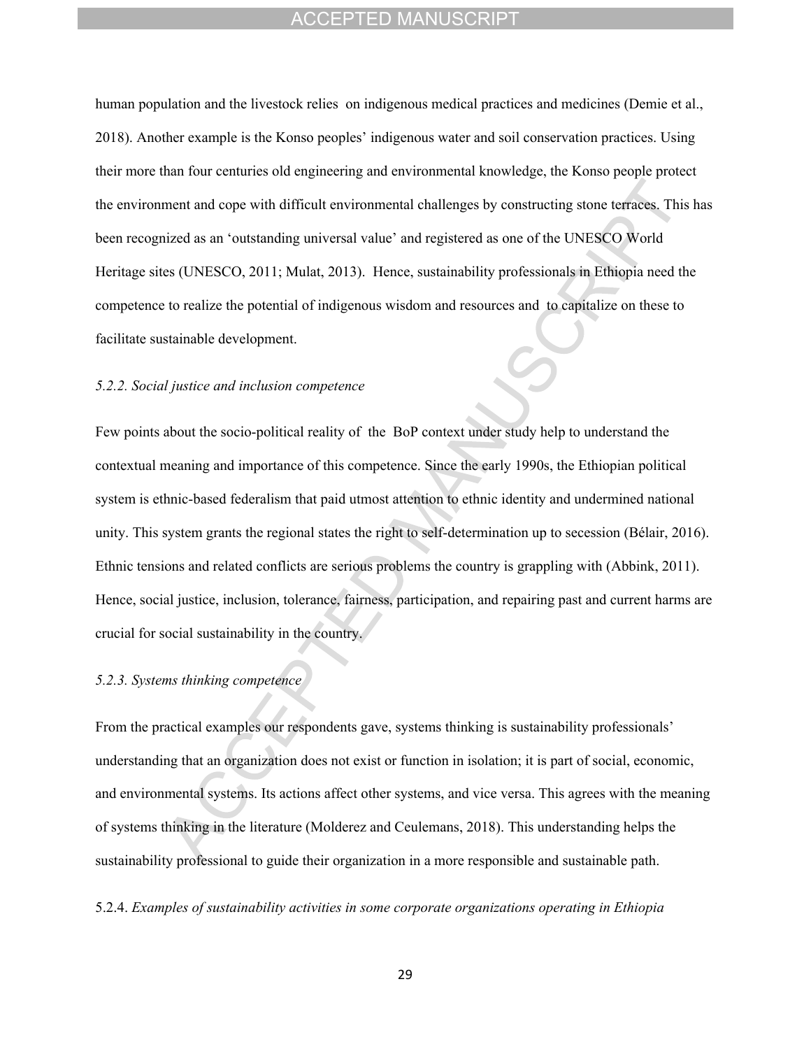human population and the livestock relies on indigenous medical practices and medicines (Demie et al., 2018). Another example is the Konso peoples' indigenous water and soil conservation practices. Using their more than four centuries old engineering and environmental knowledge, the Konso people protect the environment and cope with difficult environmental challenges by constructing stone terraces. This has been recognized as an 'outstanding universal value' and registered as one of the UNESCO World Heritage sites (UNESCO, 2011; Mulat, 2013). Hence, sustainability professionals in Ethiopia need the competence to realize the potential of indigenous wisdom and resources and to capitalize on these to facilitate sustainable development.

#### *5.2.2. Social justice and inclusion competence*

Few points about the socio-political reality of the BoP context under study help to understand the contextual meaning and importance of this competence. Since the early 1990s, the Ethiopian political system is ethnic-based federalism that paid utmost attention to ethnic identity and undermined national unity. This system grants the regional states the right to self-determination up to secession (Bélair, 2016). Ethnic tensions and related conflicts are serious problems the country is grappling with (Abbink, 2011). Hence, social justice, inclusion, tolerance, fairness, participation, and repairing past and current harms are crucial for social sustainability in the country.

#### *5.2.3. Systems thinking competence*

From the practical examples our respondents gave, systems thinking is sustainability professionals' understanding that an organization does not exist or function in isolation; it is part of social, economic, and environmental systems. Its actions affect other systems, and vice versa. This agrees with the meaning of systems thinking in the literature (Molderez and Ceulemans, 2018). This understanding helps the sustainability professional to guide their organization in a more responsible and sustainable path.

#### 5.2.4. *Examples of sustainability activities in some corporate organizations operating in Ethiopia*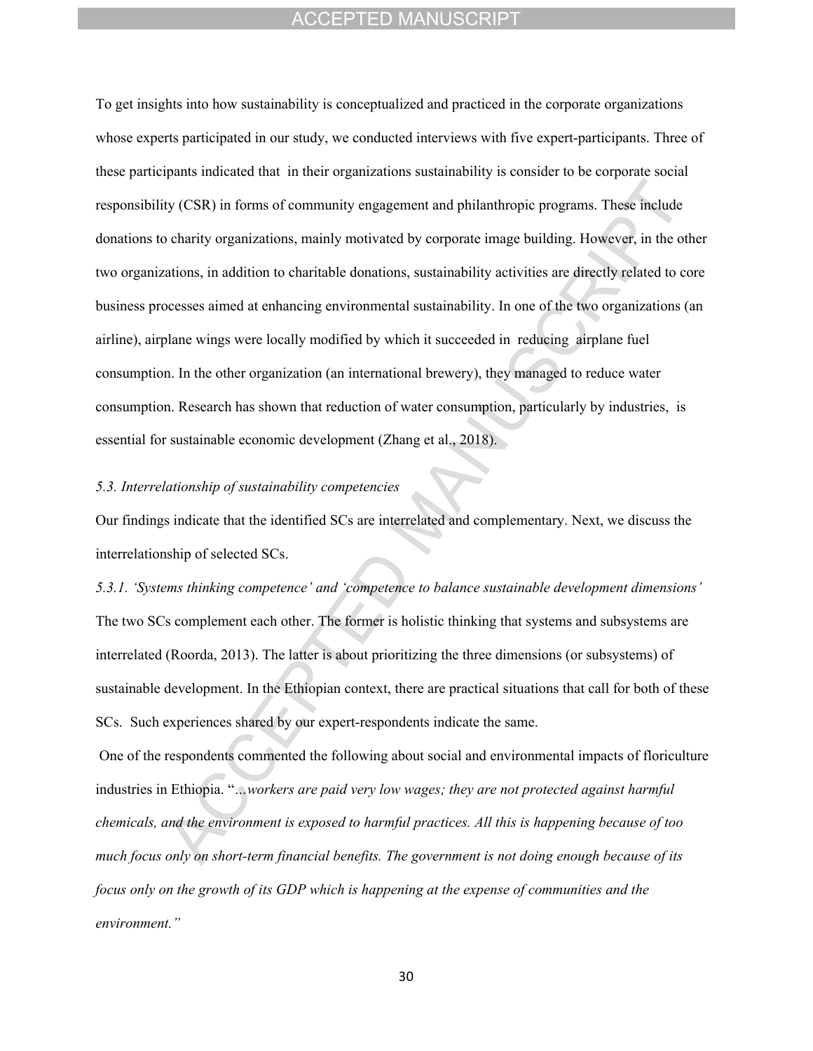To get insights into how sustainability is conceptualized and practiced in the corporate organizations whose experts participated in our study, we conducted interviews with five expert-participants. Three of these participants indicated that in their organizations sustainability is consider to be corporate social responsibility (CSR) in forms of community engagement and philanthropic programs. These include donations to charity organizations, mainly motivated by corporate image building. However, in the other two organizations, in addition to charitable donations, sustainability activities are directly related to core business processes aimed at enhancing environmental sustainability. In one of the two organizations (an airline), airplane wings were locally modified by which it succeeded in reducing airplane fuel consumption. In the other organization (an international brewery), they managed to reduce water consumption. Research has shown that reduction of water consumption, particularly by industries, is essential for sustainable economic development (Zhang et al., 2018).

### *5.3. Interrelationship of sustainability competencies*

Our findings indicate that the identified SCs are interrelated and complementary. Next, we discuss the interrelationship of selected SCs.

#### *5.3.1. 'Systems thinking competence' and 'competence to balance sustainable development dimensions'*

The two SCs complement each other. The former is holistic thinking that systems and subsystems are interrelated (Roorda, 2013). The latter is about prioritizing the three dimensions (or subsystems) of sustainable development. In the Ethiopian context, there are practical situations that call for both of these SCs. Such experiences shared by our expert-respondents indicate the same.

One of the respondents commented the following about social and environmental impacts of floriculture industries in Ethiopia. "*…workers are paid very low wages; they are not protected against harmful chemicals, and the environment is exposed to harmful practices. All this is happening because of too much focus only on short-term financial benefits. The government is not doing enough because of its focus only on the growth of its GDP which is happening at the expense of communities and the environment."*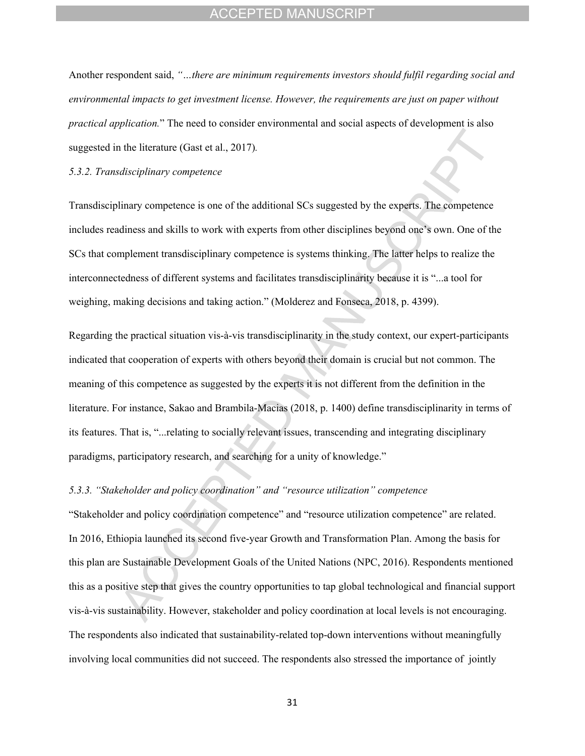Another respondent said, *"…there are minimum requirements investors should fulfil regarding social and environmental impacts to get investment license. However, the requirements are just on paper without practical application.*" The need to consider environmental and social aspects of development is also suggested in the literature (Gast et al., 2017).

*5.3.2. Transdisciplinary competence*

Transdisciplinary competence is one of the additional SCs suggested by the experts. The competence includes readiness and skills to work with experts from other disciplines beyond one's own. One of the SCs that complement transdisciplinary competence is systems thinking. The latter helps to realize the interconnectedness of different systems and facilitates transdisciplinarity because it is "...a tool for weighing, making decisions and taking action." (Molderez and Fonseca, 2018, p. 4399).

Regarding the practical situation vis-à-vis transdisciplinarity in the study context, our expert-participants indicated that cooperation of experts with others beyond their domain is crucial but not common. The meaning of this competence as suggested by the experts it is not different from the definition in the literature. For instance, Sakao and Brambila-Macias (2018, p. 1400) define transdisciplinarity in terms of its features. That is, "...relating to socially relevant issues, transcending and integrating disciplinary paradigms, participatory research, and searching for a unity of knowledge."

*5.3.3. "Stakeholder and policy coordination" and "resource utilization" competence*

"Stakeholder and policy coordination competence" and "resource utilization competence" are related. In 2016, Ethiopia launched its second five-year Growth and Transformation Plan. Among the basis for this plan are Sustainable Development Goals of the United Nations (NPC, 2016). Respondents mentioned this as a positive step that gives the country opportunities to tap global technological and financial support vis-à-vis sustainability. However, stakeholder and policy coordination at local levels is not encouraging. The respondents also indicated that sustainability-related top-down interventions without meaningfully involving local communities did not succeed. The respondents also stressed the importance of jointly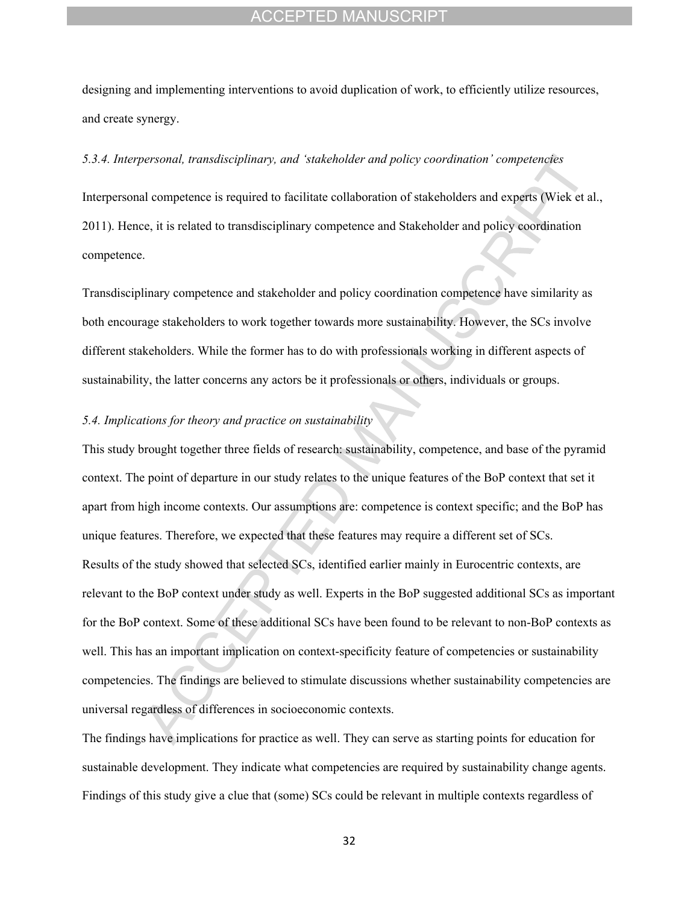designing and implementing interventions to avoid duplication of work, to efficiently utilize resources, and create synergy.

#### *5.3.4. Interpersonal, transdisciplinary, and 'stakeholder and policy coordination' competencies*

Interpersonal competence is required to facilitate collaboration of stakeholders and experts (Wiek et al., 2011). Hence, it is related to transdisciplinary competence and Stakeholder and policy coordination competence.

Transdisciplinary competence and stakeholder and policy coordination competence have similarity as both encourage stakeholders to work together towards more sustainability. However, the SCs involve different stakeholders. While the former has to do with professionals working in different aspects of sustainability, the latter concerns any actors be it professionals or others, individuals or groups.

### *5.4. Implications for theory and practice on sustainability*

This study brought together three fields of research: sustainability, competence, and base of the pyramid context. The point of departure in our study relates to the unique features of the BoP context that set it apart from high income contexts. Our assumptions are: competence is context specific; and the BoP has unique features. Therefore, we expected that these features may require a different set of SCs.
Results of the study showed that selected SCs, identified earlier mainly in Eurocentric contexts, are relevant to the BoP context under study as well. Experts in the BoP suggested additional SCs as important for the BoP context. Some of these additional SCs have been found to be relevant to non-BoP contexts as well. This has an important implication on context-specificity feature of competencies or sustainability competencies. The findings are believed to stimulate discussions whether sustainability competencies are universal regardless of differences in socioeconomic contexts.
The findings have implications for practice as well. They can serve as starting points for education for sustainable development. They indicate what competencies are required by sustainability change agents. Findings of this study give a clue that (some) SCs could be relevant in multiple contexts regardless of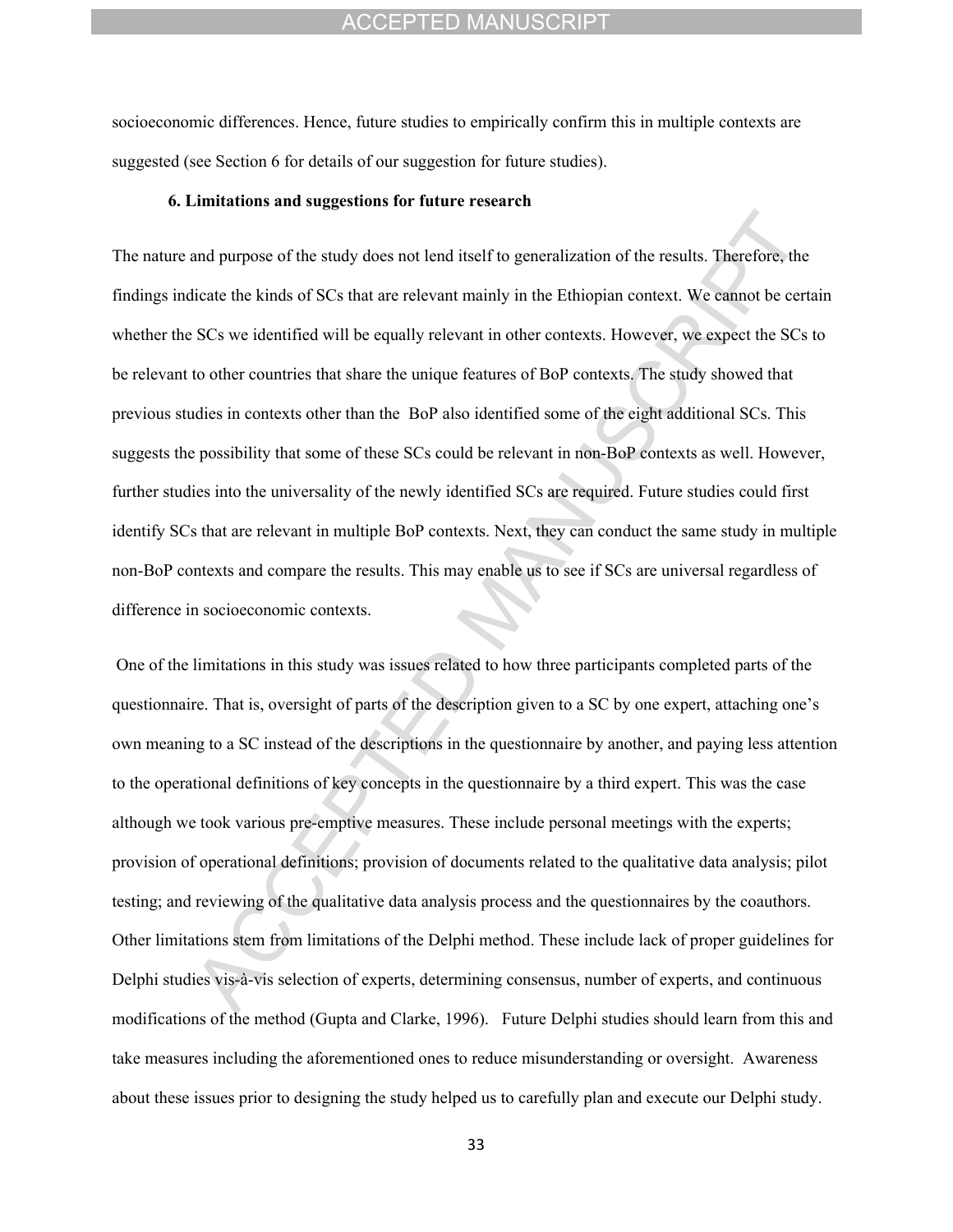socioeconomic differences. Hence, future studies to empirically confirm this in multiple contexts are suggested (see Section 6 for details of our suggestion for future studies).

## 6. Limitations and suggestions for future research

The nature and purpose of the study does not lend itself to generalization of the results. Therefore, the findings indicate the kinds of SCs that are relevant mainly in the Ethiopian context. We cannot be certain whether the SCs we identified will be equally relevant in other contexts. However, we expect the SCs to be relevant to other countries that share the unique features of BoP contexts. The study showed that previous studies in contexts other than the BoP also identified some of the eight additional SCs. This suggests the possibility that some of these SCs could be relevant in non-BoP contexts as well. However, further studies into the universality of the newly identified SCs are required. Future studies could first identify SCs that are relevant in multiple BoP contexts. Next, they can conduct the same study in multiple non-BoP contexts and compare the results. This may enable us to see if SCs are universal regardless of difference in socioeconomic contexts.

One of the limitations in this study was issues related to how three participants completed parts of the questionnaire. That is, oversight of parts of the description given to a SC by one expert, attaching one's own meaning to a SC instead of the descriptions in the questionnaire by another, and paying less attention to the operational definitions of key concepts in the questionnaire by a third expert. This was the case although we took various pre-emptive measures. These include personal meetings with the experts; provision of operational definitions; provision of documents related to the qualitative data analysis; pilot testing; and reviewing of the qualitative data analysis process and the questionnaires by the coauthors. Other limitations stem from limitations of the Delphi method. These include lack of proper guidelines for Delphi studies vis-à-vis selection of experts, determining consensus, number of experts, and continuous modifications of the method (Gupta and Clarke, 1996). Future Delphi studies should learn from this and take measures including the aforementioned ones to reduce misunderstanding or oversight. Awareness about these issues prior to designing the study helped us to carefully plan and execute our Delphi study.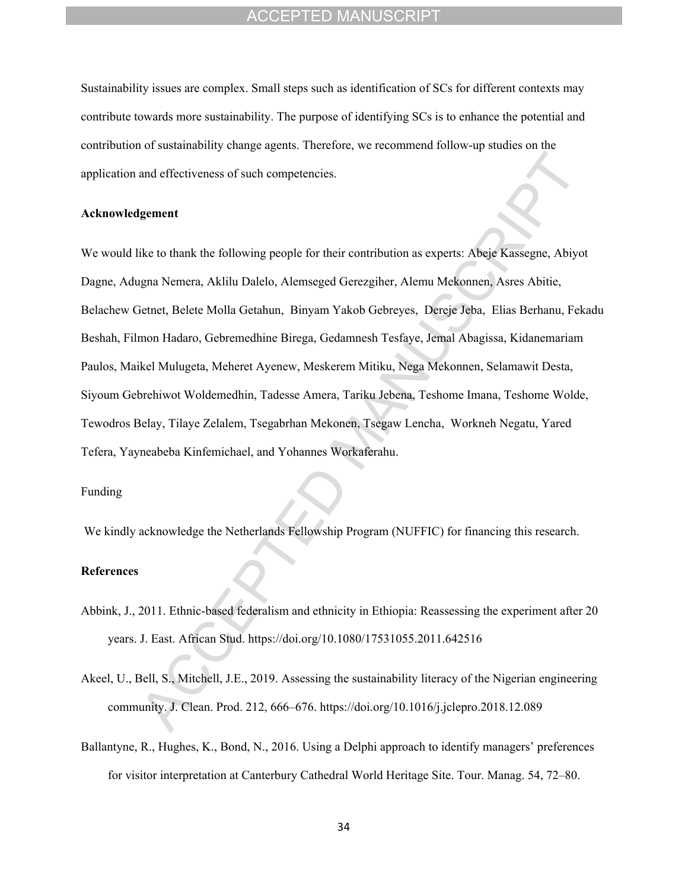Sustainability issues are complex. Small steps such as identification of SCs for different contexts may contribute towards more sustainability. The purpose of identifying SCs is to enhance the potential and contribution of sustainability change agents. Therefore, we recommend follow-up studies on the application and effectiveness of such competencies.

**Acknowledgement**

We would like to thank the following people for their contribution as experts: Abeje Kassegne, Abiyot Dagne, Adugna Nemera, Aklilu Dalelo, Alemseged Gerezgiher, Alemu Mekonnen, Asres Abitie, Belachew Getnet, Belete Molla Getahun, Binyam Yakob Gebreyes, Dereje Jeba, Elias Berhanu, Fekadu Beshah, Filmon Hadaro, Gebremedhine Birega, Gedamnesh Tesfaye, Jemal Abagissa, Kidanemariam Paulos, Maikel Mulugeta, Meheret Ayenew, Meskerem Mitiku, Nega Mekonnen, Selamawit Desta, Siyoum Gebrehiwot Woldemedhin, Tadesse Amera, Tariku Jebena, Teshome Imana, Teshome Wolde, Tewodros Belay, Tilaye Zelalem, Tsegabrhan Mekonen, Tsegaw Lencha, Workneh Negatu, Yared Tefera, Yayneabeba Kinfemichael, and Yohannes Workaferahu.

Funding

We kindly acknowledge the Netherlands Fellowship Program (NUFFIC) for financing this research.

**References**

Abbink, J., 2011. Ethnic-based federalism and ethnicity in Ethiopia: Reassessing the experiment after 20 years. J. East. African Stud. https://doi.org/10.1080/17531055.2011.642516

Akeel, U., Bell, S., Mitchell, J.E., 2019. Assessing the sustainability literacy of the Nigerian engineering community. J. Clean. Prod. 212, 666–676. https://doi.org/10.1016/j.jclepro.2018.12.089

Ballantyne, R., Hughes, K., Bond, N., 2016. Using a Delphi approach to identify managers' preferences for visitor interpretation at Canterbury Cathedral World Heritage Site. Tour. Manag. 54, 72–80.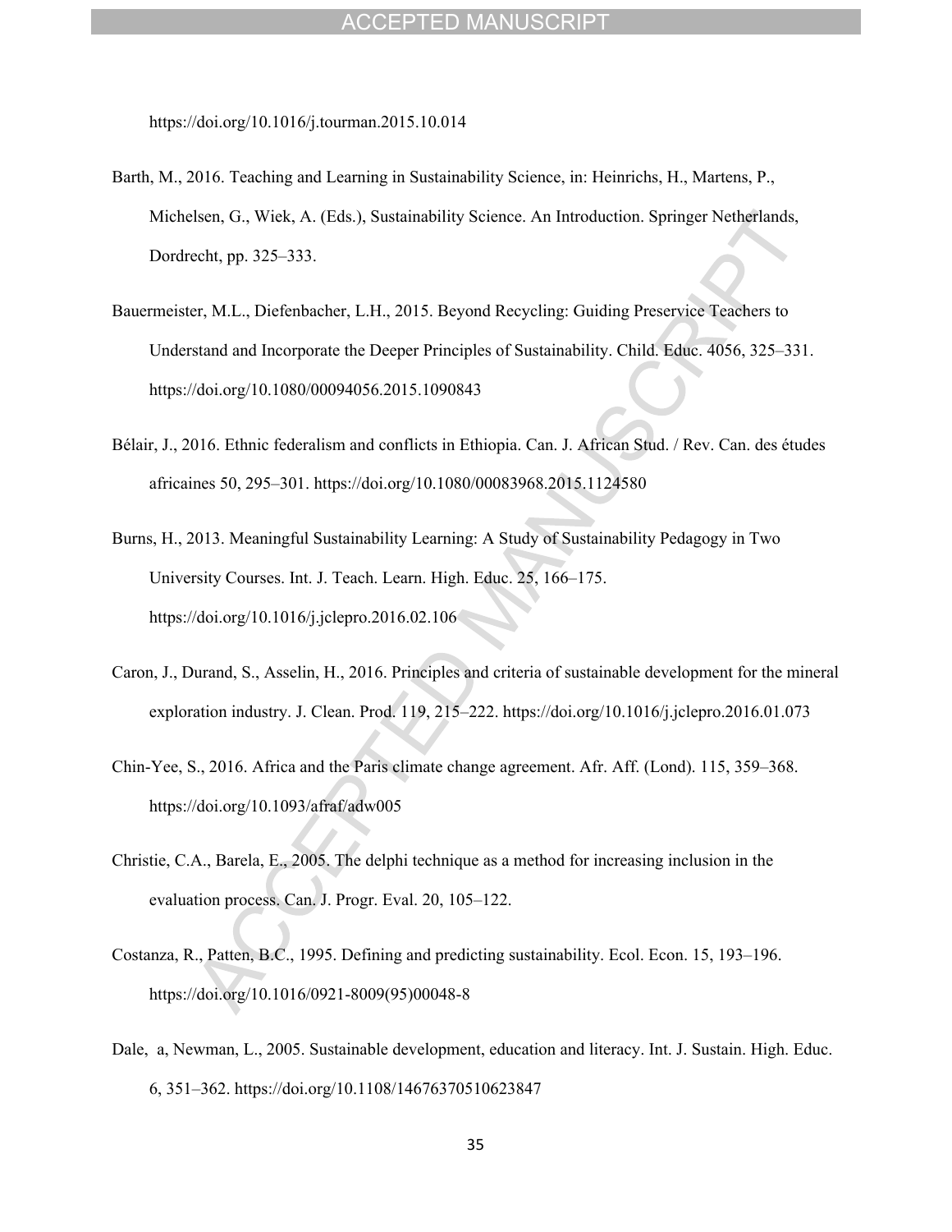https://doi.org/10.1016/j.tourman.2015.10.014

Barth, M., 2016. Teaching and Learning in Sustainability Science, in: Heinrichs, H., Martens, P., Michelsen, G., Wiek, A. (Eds.), Sustainability Science. An Introduction. Springer Netherlands, Dordrecht, pp. 325–333.

Bauermeister, M.L., Diefenbacher, L.H., 2015. Beyond Recycling: Guiding Preservice Teachers to Understand and Incorporate the Deeper Principles of Sustainability. Child. Educ. 4056, 325–331. https://doi.org/10.1080/00094056.2015.1090843

Bélair, J., 2016. Ethnic federalism and conflicts in Ethiopia. Can. J. African Stud. / Rev. Can. des études africaines 50, 295–301. https://doi.org/10.1080/00083968.2015.1124580

Burns, H., 2013. Meaningful Sustainability Learning: A Study of Sustainability Pedagogy in Two University Courses. Int. J. Teach. Learn. High. Educ. 25, 166–175. https://doi.org/10.1016/j.jclepro.2016.02.106

Caron, J., Durand, S., Asselin, H., 2016. Principles and criteria of sustainable development for the mineral exploration industry. J. Clean. Prod. 119, 215–222. https://doi.org/10.1016/j.jclepro.2016.01.073

Chin-Yee, S., 2016. Africa and the Paris climate change agreement. Afr. Aff. (Lond). 115, 359–368. https://doi.org/10.1093/afraf/adw005

Christie, C.A., Barela, E., 2005. The delphi technique as a method for increasing inclusion in the evaluation process. Can. J. Progr. Eval. 20, 105–122.

Costanza, R., Patten, B.C., 1995. Defining and predicting sustainability. Ecol. Econ. 15, 193–196. https://doi.org/10.1016/0921-8009(95)00048-8

Dale, a, Newman, L., 2005. Sustainable development, education and literacy. Int. J. Sustain. High. Educ. 6, 351–362. https://doi.org/10.1108/14676370510623847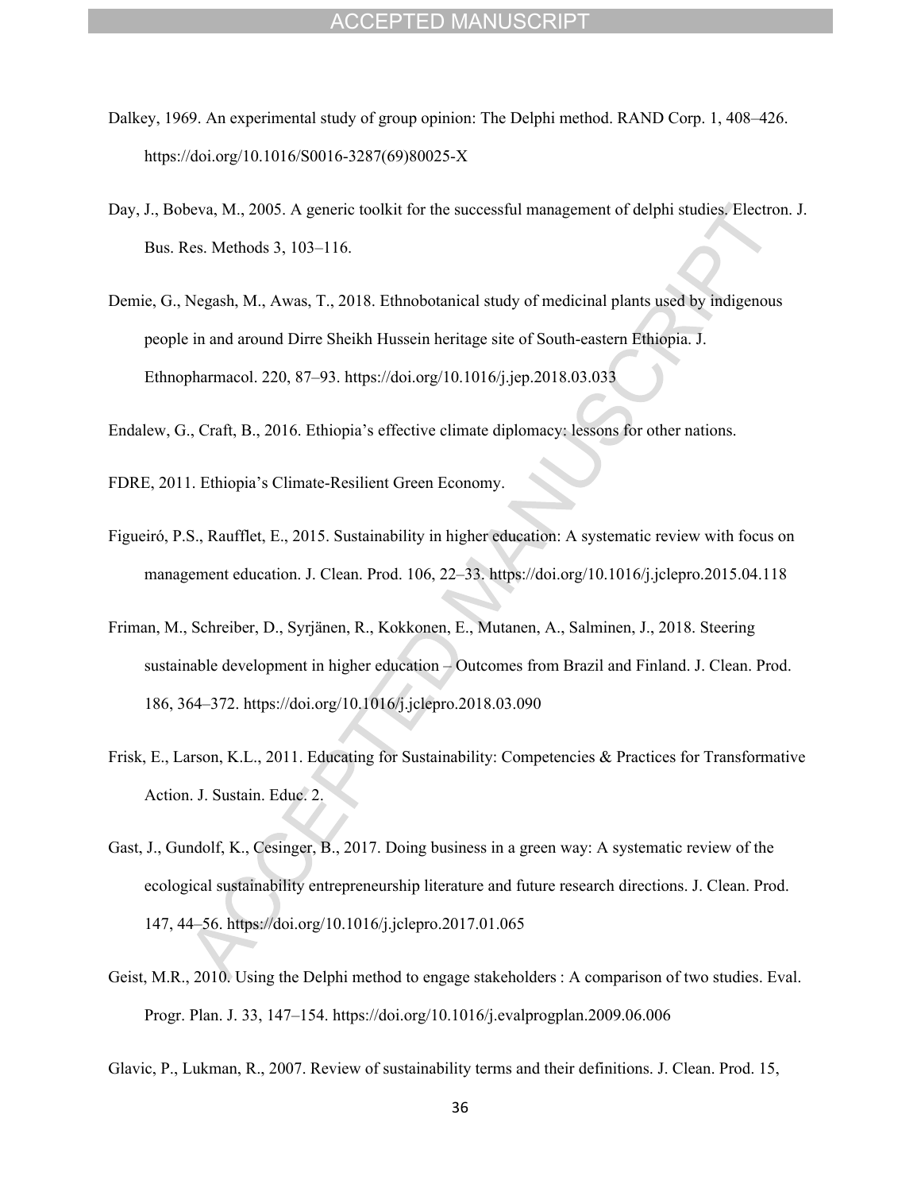Dalkey, 1969. An experimental study of group opinion: The Delphi method. RAND Corp. 1, 408–426. https://doi.org/10.1016/S0016-3287(69)80025-X

Day, J., Bobeva, M., 2005. A generic toolkit for the successful management of delphi studies. Electron. J. Bus. Res. Methods 3, 103–116.

Demie, G., Negash, M., Awas, T., 2018. Ethnobotanical study of medicinal plants used by indigenous people in and around Dirre Sheikh Hussein heritage site of South-eastern Ethiopia. J. Ethnopharmacol. 220, 87–93. https://doi.org/10.1016/j.jep.2018.03.033

Endalew, G., Craft, B., 2016. Ethiopia's effective climate diplomacy: lessons for other nations.

FDRE, 2011. Ethiopia's Climate-Resilient Green Economy.

Figueiró, P.S., Raufflet, E., 2015. Sustainability in higher education: A systematic review with focus on management education. J. Clean. Prod. 106, 22–33. https://doi.org/10.1016/j.jclepro.2015.04.118

Friman, M., Schreiber, D., Syrjänen, R., Kokkonen, E., Mutanen, A., Salminen, J., 2018. Steering sustainable development in higher education – Outcomes from Brazil and Finland. J. Clean. Prod. 186, 364–372. https://doi.org/10.1016/j.jclepro.2018.03.090

Frisk, E., Larson, K.L., 2011. Educating for Sustainability: Competencies & Practices for Transformative Action. J. Sustain. Educ. 2.

Gast, J., Gundolf, K., Cesinger, B., 2017. Doing business in a green way: A systematic review of the ecological sustainability entrepreneurship literature and future research directions. J. Clean. Prod. 147, 44–56. https://doi.org/10.1016/j.jclepro.2017.01.065

Geist, M.R., 2010. Using the Delphi method to engage stakeholders : A comparison of two studies. Eval. Progr. Plan. J. 33, 147–154. https://doi.org/10.1016/j.evalprogplan.2009.06.006

Glavic, P., Lukman, R., 2007. Review of sustainability terms and their definitions. J. Clean. Prod. 15,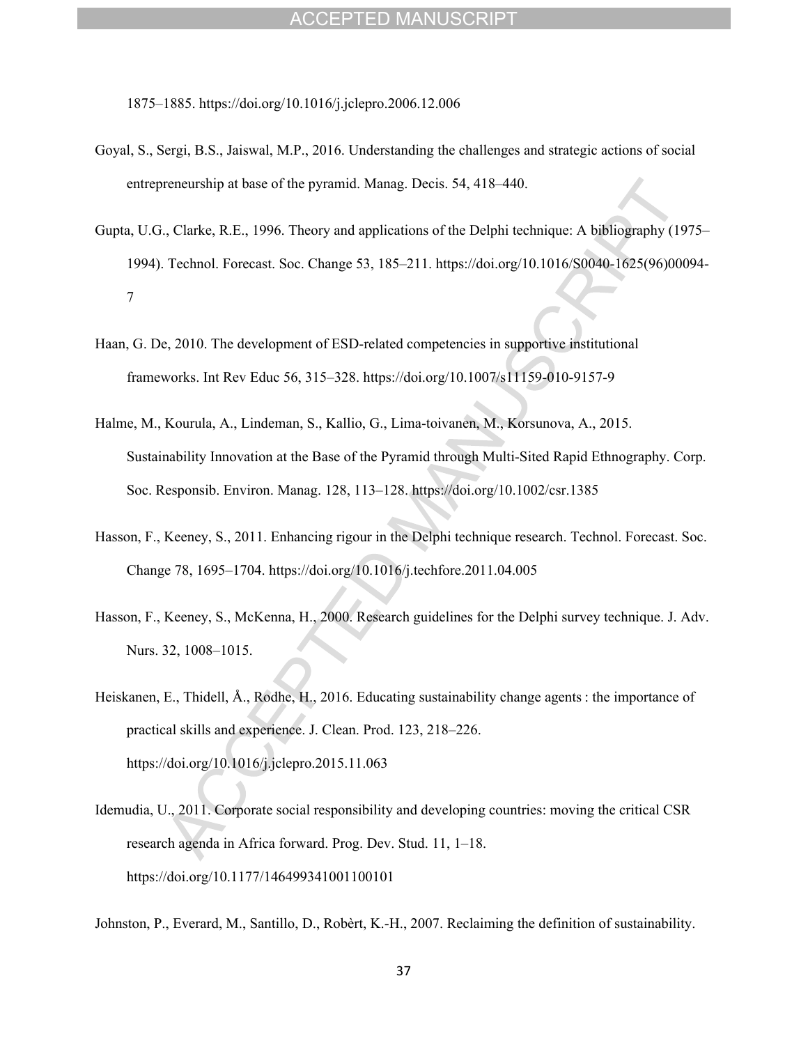1875–1885. https://doi.org/10.1016/j.jclepro.2006.12.006

Goyal, S., Sergi, B.S., Jaiswal, M.P., 2016. Understanding the challenges and strategic actions of social entrepreneurship at base of the pyramid. Manag. Decis. 54, 418–440.

Gupta, U.G., Clarke, R.E., 1996. Theory and applications of the Delphi technique: A bibliography (1975–1994). Technol. Forecast. Soc. Change 53, 185–211. https://doi.org/10.1016/S0040-1625(96)00094-7

Haan, G. De, 2010. The development of ESD-related competencies in supportive institutional frameworks. Int Rev Educ 56, 315–328. https://doi.org/10.1007/s11159-010-9157-9

Halme, M., Kourula, A., Lindeman, S., Kallio, G., Lima-toivanen, M., Korsunova, A., 2015. Sustainability Innovation at the Base of the Pyramid through Multi-Sited Rapid Ethnography. Corp. Soc. Responsib. Environ. Manag. 128, 113–128. https://doi.org/10.1002/csr.1385

Hasson, F., Keeney, S., 2011. Enhancing rigour in the Delphi technique research. Technol. Forecast. Soc. Change 78, 1695–1704. https://doi.org/10.1016/j.techfore.2011.04.005

Hasson, F., Keeney, S., McKenna, H., 2000. Research guidelines for the Delphi survey technique. J. Adv. Nurs. 32, 1008–1015.

Heiskanen, E., Thidell, Å., Rodhe, H., 2016. Educating sustainability change agents : the importance of practical skills and experience. J. Clean. Prod. 123, 218–226. https://doi.org/10.1016/j.jclepro.2015.11.063

Idemudia, U., 2011. Corporate social responsibility and developing countries: moving the critical CSR research agenda in Africa forward. Prog. Dev. Stud. 11, 1–18. https://doi.org/10.1177/146499341001100101

Johnston, P., Everard, M., Santillo, D., Robèrt, K.-H., 2007. Reclaiming the definition of sustainability.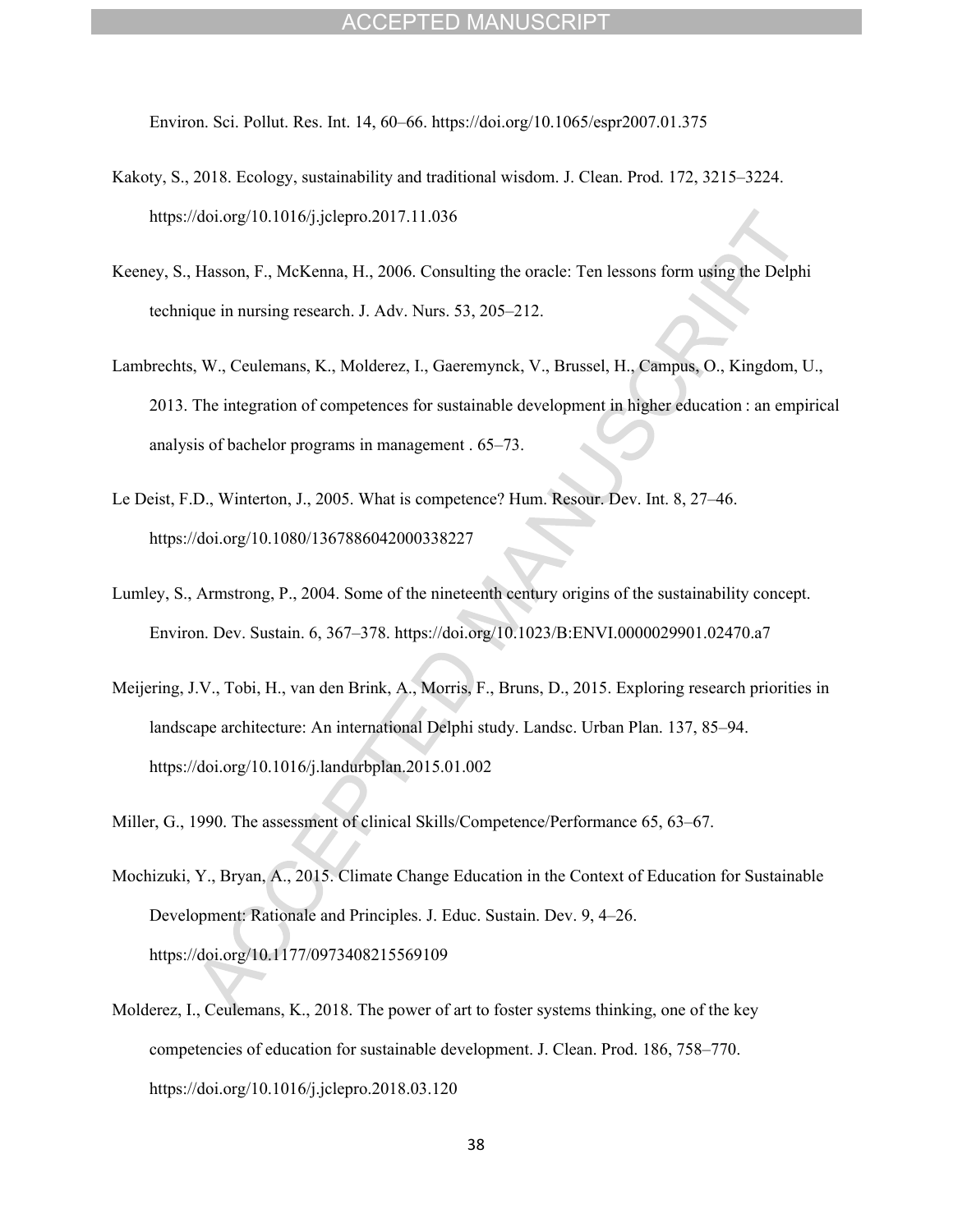Environ. Sci. Pollut. Res. Int. 14, 60–66. https://doi.org/10.1065/espr2007.01.375

Kakoty, S., 2018. Ecology, sustainability and traditional wisdom. J. Clean. Prod. 172, 3215–3224. https://doi.org/10.1016/j.jclepro.2017.11.036

Keeney, S., Hasson, F., McKenna, H., 2006. Consulting the oracle: Ten lessons form using the Delphi technique in nursing research. J. Adv. Nurs. 53, 205–212.

Lambrechts, W., Ceulemans, K., Molderez, I., Gaeremynck, V., Brussel, H., Campus, O., Kingdom, U., 2013. The integration of competences for sustainable development in higher education : an empirical analysis of bachelor programs in management . 65–73.

Le Deist, F.D., Winterton, J., 2005. What is competence? Hum. Resour. Dev. Int. 8, 27–46. https://doi.org/10.1080/1367886042000338227

Lumley, S., Armstrong, P., 2004. Some of the nineteenth century origins of the sustainability concept. Environ. Dev. Sustain. 6, 367–378. https://doi.org/10.1023/B:ENVI.0000029901.02470.a7

Meijering, J.V., Tobi, H., van den Brink, A., Morris, F., Bruns, D., 2015. Exploring research priorities in landscape architecture: An international Delphi study. Landsc. Urban Plan. 137, 85–94. https://doi.org/10.1016/j.landurbplan.2015.01.002

Miller, G., 1990. The assessment of clinical Skills/Competence/Performance 65, 63–67.

Mochizuki, Y., Bryan, A., 2015. Climate Change Education in the Context of Education for Sustainable Development: Rationale and Principles. J. Educ. Sustain. Dev. 9, 4–26. https://doi.org/10.1177/0973408215569109

Molderez, I., Ceulemans, K., 2018. The power of art to foster systems thinking, one of the key competencies of education for sustainable development. J. Clean. Prod. 186, 758–770. https://doi.org/10.1016/j.jclepro.2018.03.120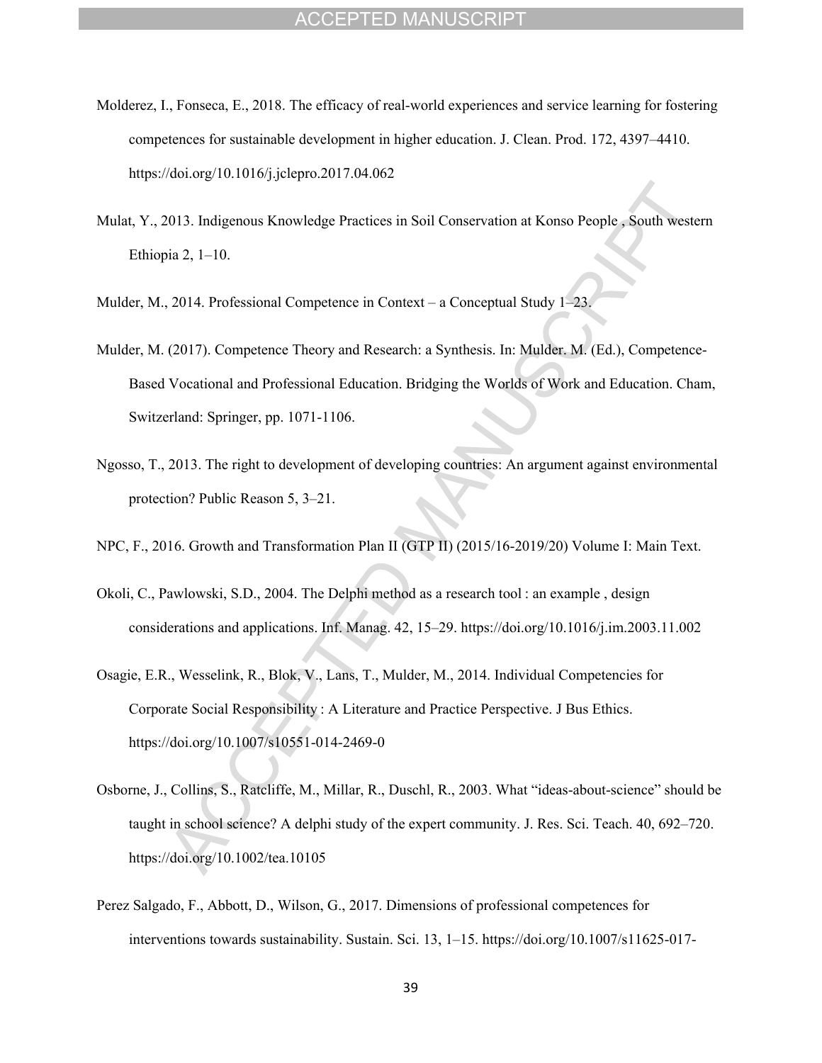Molderez, I., Fonseca, E., 2018. The efficacy of real-world experiences and service learning for fostering competences for sustainable development in higher education. J. Clean. Prod. 172, 4397–4410. https://doi.org/10.1016/j.jclepro.2017.04.062

Mulat, Y., 2013. Indigenous Knowledge Practices in Soil Conservation at Konso People , South western Ethiopia 2, 1–10.

Mulder, M., 2014. Professional Competence in Context – a Conceptual Study 1–23.

Mulder, M. (2017). Competence Theory and Research: a Synthesis. In: Mulder. M. (Ed.), Competence-Based Vocational and Professional Education. Bridging the Worlds of Work and Education. Cham, Switzerland: Springer, pp. 1071-1106.

Ngosso, T., 2013. The right to development of developing countries: An argument against environmental protection? Public Reason 5, 3–21.

NPC, F., 2016. Growth and Transformation Plan II (GTP II) (2015/16-2019/20) Volume I: Main Text.

Okoli, C., Pawlowski, S.D., 2004. The Delphi method as a research tool : an example , design considerations and applications. Inf. Manag. 42, 15–29. https://doi.org/10.1016/j.im.2003.11.002

Osagie, E.R., Wesselink, R., Blok, V., Lans, T., Mulder, M., 2014. Individual Competencies for Corporate Social Responsibility : A Literature and Practice Perspective. J Bus Ethics. https://doi.org/10.1007/s10551-014-2469-0

Osborne, J., Collins, S., Ratcliffe, M., Millar, R., Duschl, R., 2003. What "ideas-about-science" should be taught in school science? A delphi study of the expert community. J. Res. Sci. Teach. 40, 692–720. https://doi.org/10.1002/tea.10105

Perez Salgado, F., Abbott, D., Wilson, G., 2017. Dimensions of professional competences for interventions towards sustainability. Sustain. Sci. 13, 1–15. https://doi.org/10.1007/s11625-017-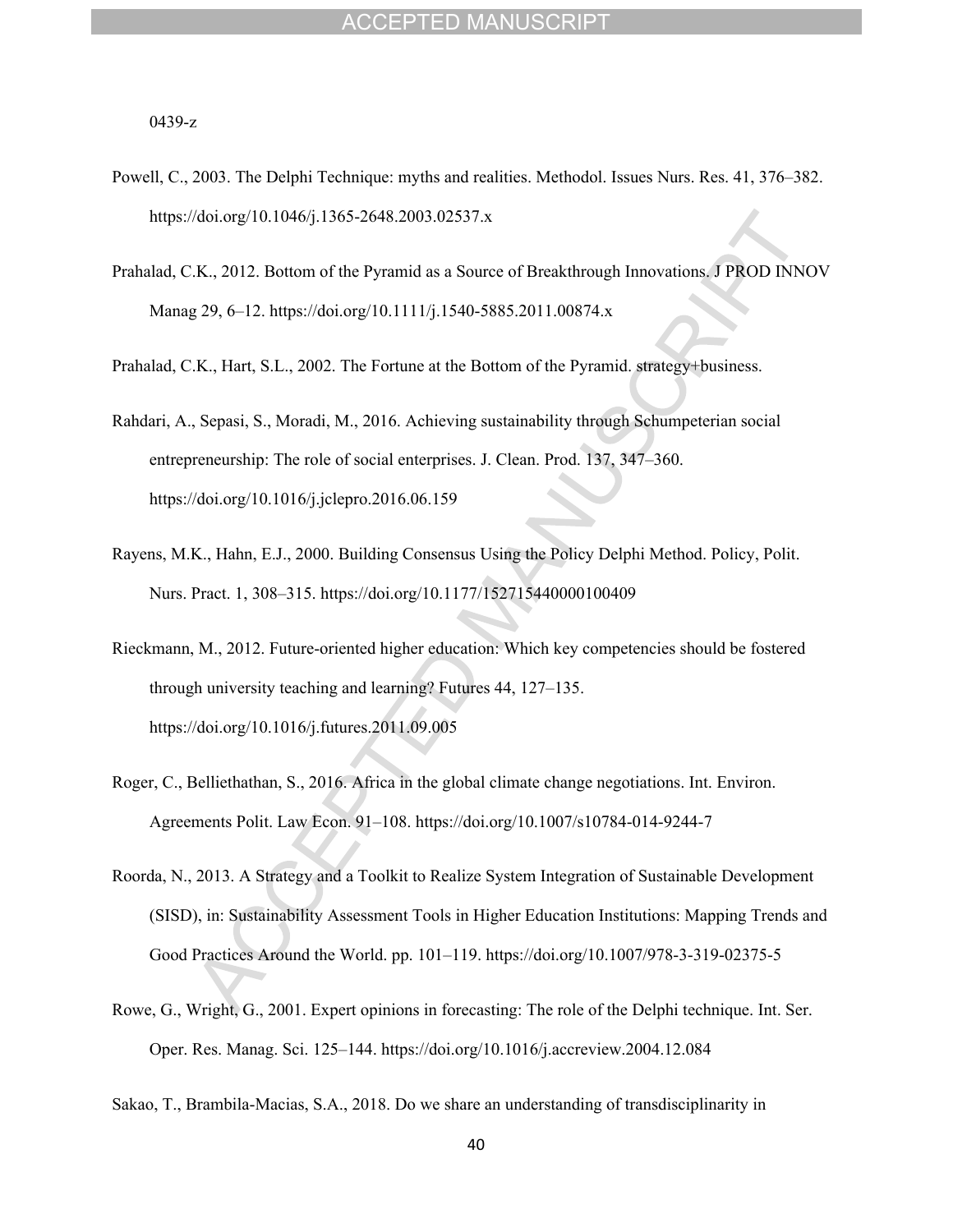0439-z

Powell, C., 2003. The Delphi Technique: myths and realities. Methodol. Issues Nurs. Res. 41, 376–382. https://doi.org/10.1046/j.1365-2648.2003.02537.x

Prahalad, C.K., 2012. Bottom of the Pyramid as a Source of Breakthrough Innovations. J PROD INNOV Manag 29, 6–12. https://doi.org/10.1111/j.1540-5885.2011.00874.x

Prahalad, C.K., Hart, S.L., 2002. The Fortune at the Bottom of the Pyramid. strategy+business.

Rahdari, A., Sepasi, S., Moradi, M., 2016. Achieving sustainability through Schumpeterian social entrepreneurship: The role of social enterprises. J. Clean. Prod. 137, 347–360. https://doi.org/10.1016/j.jclepro.2016.06.159

Rayens, M.K., Hahn, E.J., 2000. Building Consensus Using the Policy Delphi Method. Policy, Polit. Nurs. Pract. 1, 308–315. https://doi.org/10.1177/152715440000100409

Rieckmann, M., 2012. Future-oriented higher education: Which key competencies should be fostered through university teaching and learning? Futures 44, 127–135. https://doi.org/10.1016/j.futures.2011.09.005

Roger, C., Belliethathan, S., 2016. Africa in the global climate change negotiations. Int. Environ. Agreements Polit. Law Econ. 91–108. https://doi.org/10.1007/s10784-014-9244-7

Roorda, N., 2013. A Strategy and a Toolkit to Realize System Integration of Sustainable Development (SISD), in: Sustainability Assessment Tools in Higher Education Institutions: Mapping Trends and Good Practices Around the World. pp. 101–119. https://doi.org/10.1007/978-3-319-02375-5

Rowe, G., Wright, G., 2001. Expert opinions in forecasting: The role of the Delphi technique. Int. Ser. Oper. Res. Manag. Sci. 125–144. https://doi.org/10.1016/j.accreview.2004.12.084

Sakao, T., Brambila-Macias, S.A., 2018. Do we share an understanding of transdisciplinarity in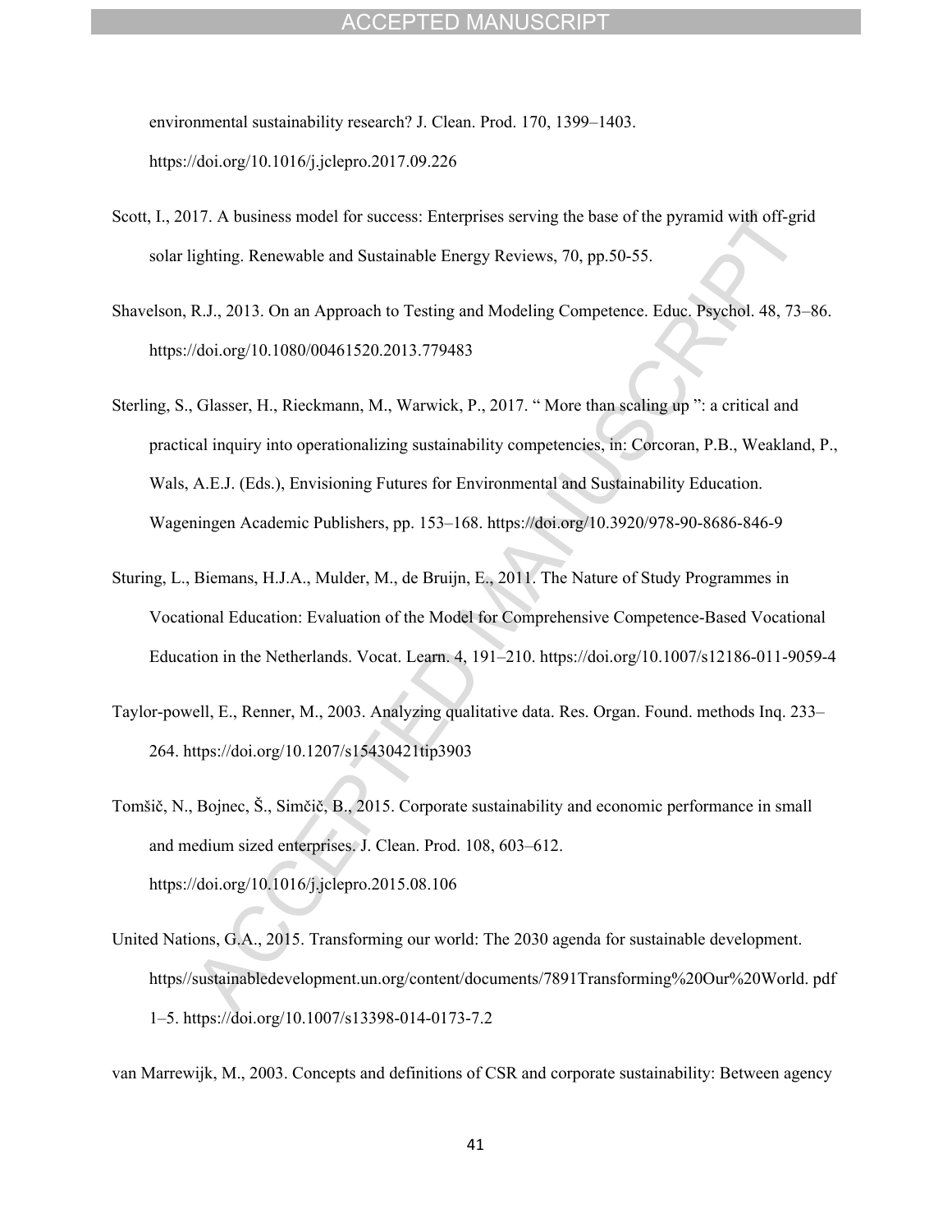environmental sustainability research? J. Clean. Prod. 170, 1399–1403. https://doi.org/10.1016/j.jclepro.2017.09.226

Scott, I., 2017. A business model for success: Enterprises serving the base of the pyramid with off-grid solar lighting. Renewable and Sustainable Energy Reviews, 70, pp.50-55.

Shavelson, R.J., 2013. On an Approach to Testing and Modeling Competence. Educ. Psychol. 48, 73–86. https://doi.org/10.1080/00461520.2013.779483

Sterling, S., Glasser, H., Rieckmann, M., Warwick, P., 2017. " More than scaling up ": a critical and practical inquiry into operationalizing sustainability competencies, in: Corcoran, P.B., Weakland, P., Wals, A.E.J. (Eds.), Envisioning Futures for Environmental and Sustainability Education. Wageningen Academic Publishers, pp. 153–168. https://doi.org/10.3920/978-90-8686-846-9

Sturing, L., Biemans, H.J.A., Mulder, M., de Bruijn, E., 2011. The Nature of Study Programmes in Vocational Education: Evaluation of the Model for Comprehensive Competence-Based Vocational Education in the Netherlands. Vocat. Learn. 4, 191–210. https://doi.org/10.1007/s12186-011-9059-4

Taylor-powell, E., Renner, M., 2003. Analyzing qualitative data. Res. Organ. Found. methods Inq. 233–264. https://doi.org/10.1207/s15430421tip3903

Tomšič, N., Bojnec, Š., Simčič, B., 2015. Corporate sustainability and economic performance in small and medium sized enterprises. J. Clean. Prod. 108, 603–612. https://doi.org/10.1016/j.jclepro.2015.08.106

United Nations, G.A., 2015. Transforming our world: The 2030 agenda for sustainable development. https//sustainabledevelopment.un.org/content/documents/7891Transforming%20Our%20World. pdf 1–5. https://doi.org/10.1007/s13398-014-0173-7.2

van Marrewijk, M., 2003. Concepts and definitions of CSR and corporate sustainability: Between agency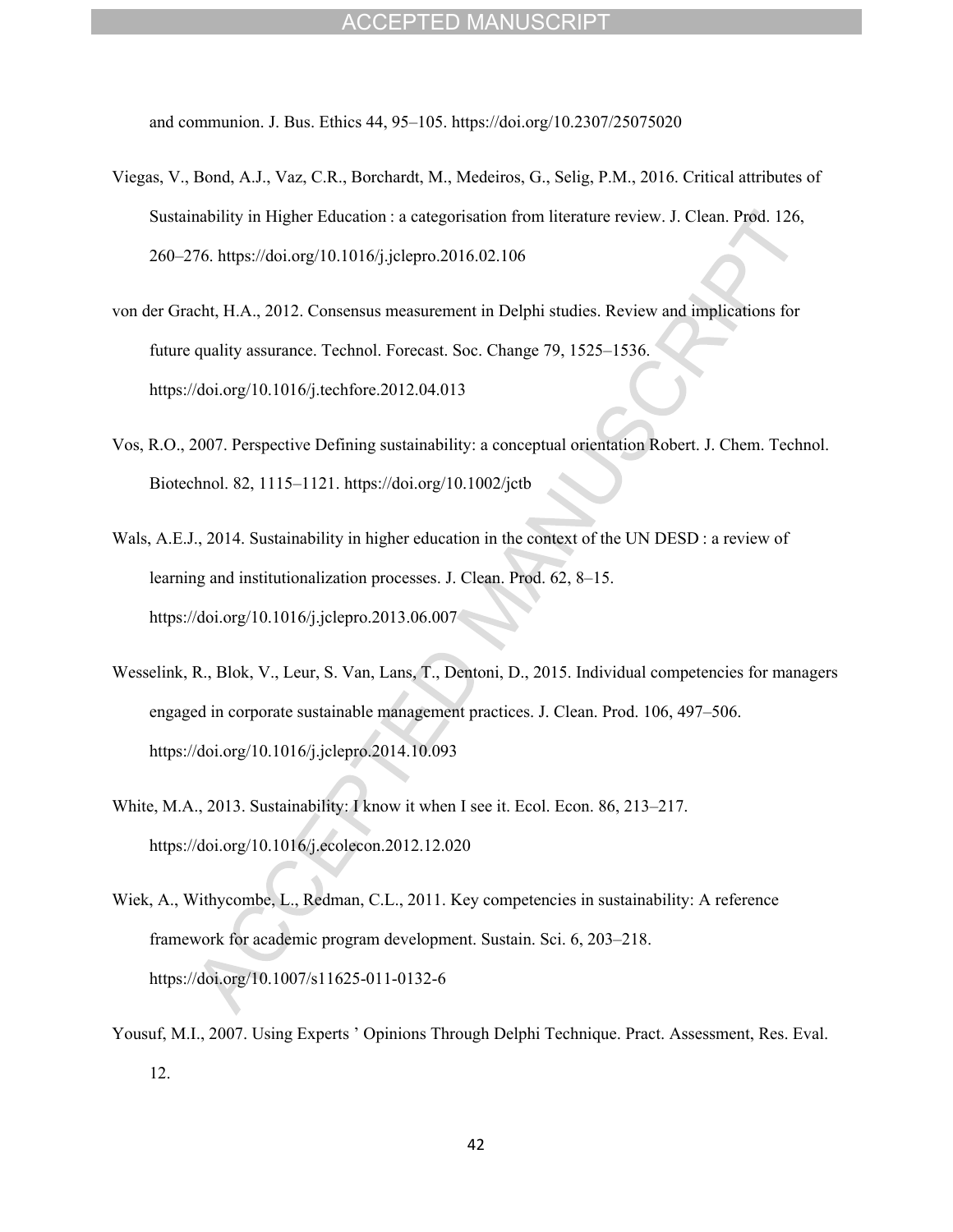and communion. J. Bus. Ethics 44, 95–105. https://doi.org/10.2307/25075020

Viegas, V., Bond, A.J., Vaz, C.R., Borchardt, M., Medeiros, G., Selig, P.M., 2016. Critical attributes of Sustainability in Higher Education : a categorisation from literature review. J. Clean. Prod. 126, 260–276. https://doi.org/10.1016/j.jclepro.2016.02.106

von der Gracht, H.A., 2012. Consensus measurement in Delphi studies. Review and implications for future quality assurance. Technol. Forecast. Soc. Change 79, 1525–1536. https://doi.org/10.1016/j.techfore.2012.04.013

Vos, R.O., 2007. Perspective Defining sustainability: a conceptual orientation Robert. J. Chem. Technol. Biotechnol. 82, 1115–1121. https://doi.org/10.1002/jctb

Wals, A.E.J., 2014. Sustainability in higher education in the context of the UN DESD : a review of learning and institutionalization processes. J. Clean. Prod. 62, 8–15. https://doi.org/10.1016/j.jclepro.2013.06.007

Wesselink, R., Blok, V., Leur, S. Van, Lans, T., Dentoni, D., 2015. Individual competencies for managers engaged in corporate sustainable management practices. J. Clean. Prod. 106, 497–506. https://doi.org/10.1016/j.jclepro.2014.10.093

White, M.A., 2013. Sustainability: I know it when I see it. Ecol. Econ. 86, 213–217. https://doi.org/10.1016/j.ecolecon.2012.12.020

Wiek, A., Withycombe, L., Redman, C.L., 2011. Key competencies in sustainability: A reference framework for academic program development. Sustain. Sci. 6, 203–218. https://doi.org/10.1007/s11625-011-0132-6

Yousuf, M.I., 2007. Using Experts ' Opinions Through Delphi Technique. Pract. Assessment, Res. Eval. 12.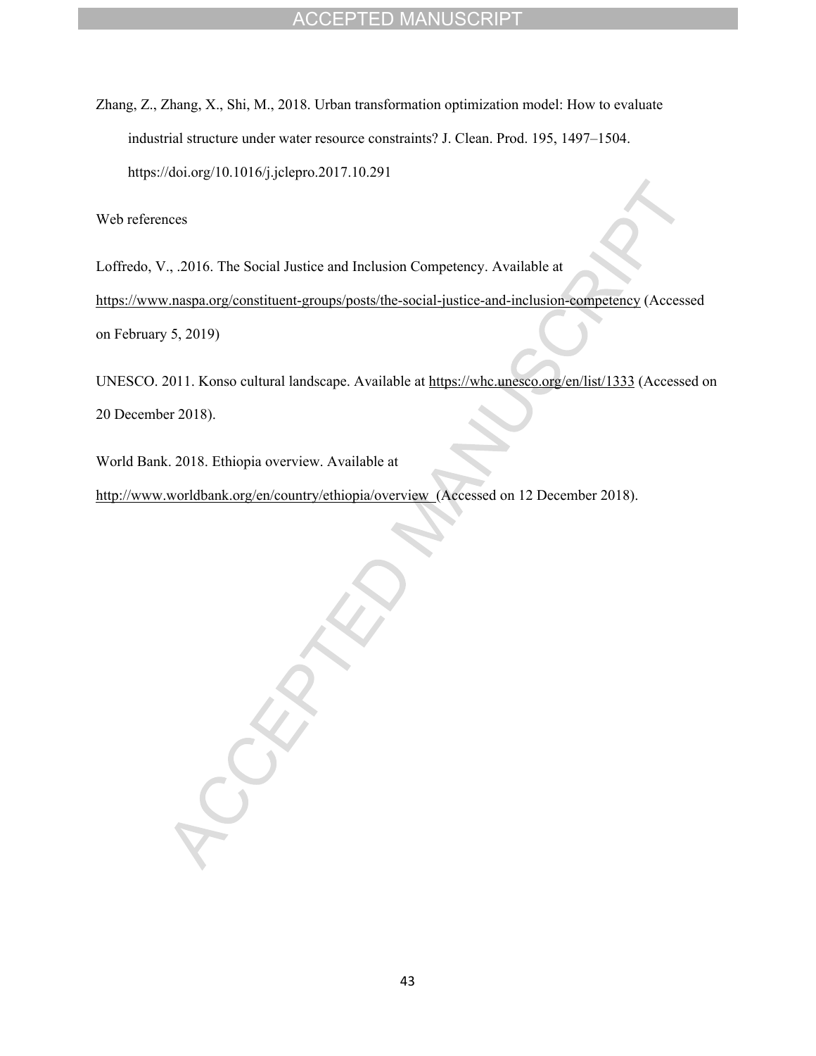Zhang, Z., Zhang, X., Shi, M., 2018. Urban transformation optimization model: How to evaluate industrial structure under water resource constraints? J. Clean. Prod. 195, 1497–1504. https://doi.org/10.1016/j.jclepro.2017.10.291

Web references

Loffredo, V., .2016. The Social Justice and Inclusion Competency. Available at https://www.naspa.org/constituent-groups/posts/the-social-justice-and-inclusion-competency (Accessed on February 5, 2019)

UNESCO. 2011. Konso cultural landscape. Available at https://whc.unesco.org/en/list/1333 (Accessed on 20 December 2018).

World Bank. 2018. Ethiopia overview. Available at http://www.worldbank.org/en/country/ethiopia/overview (Accessed on 12 December 2018).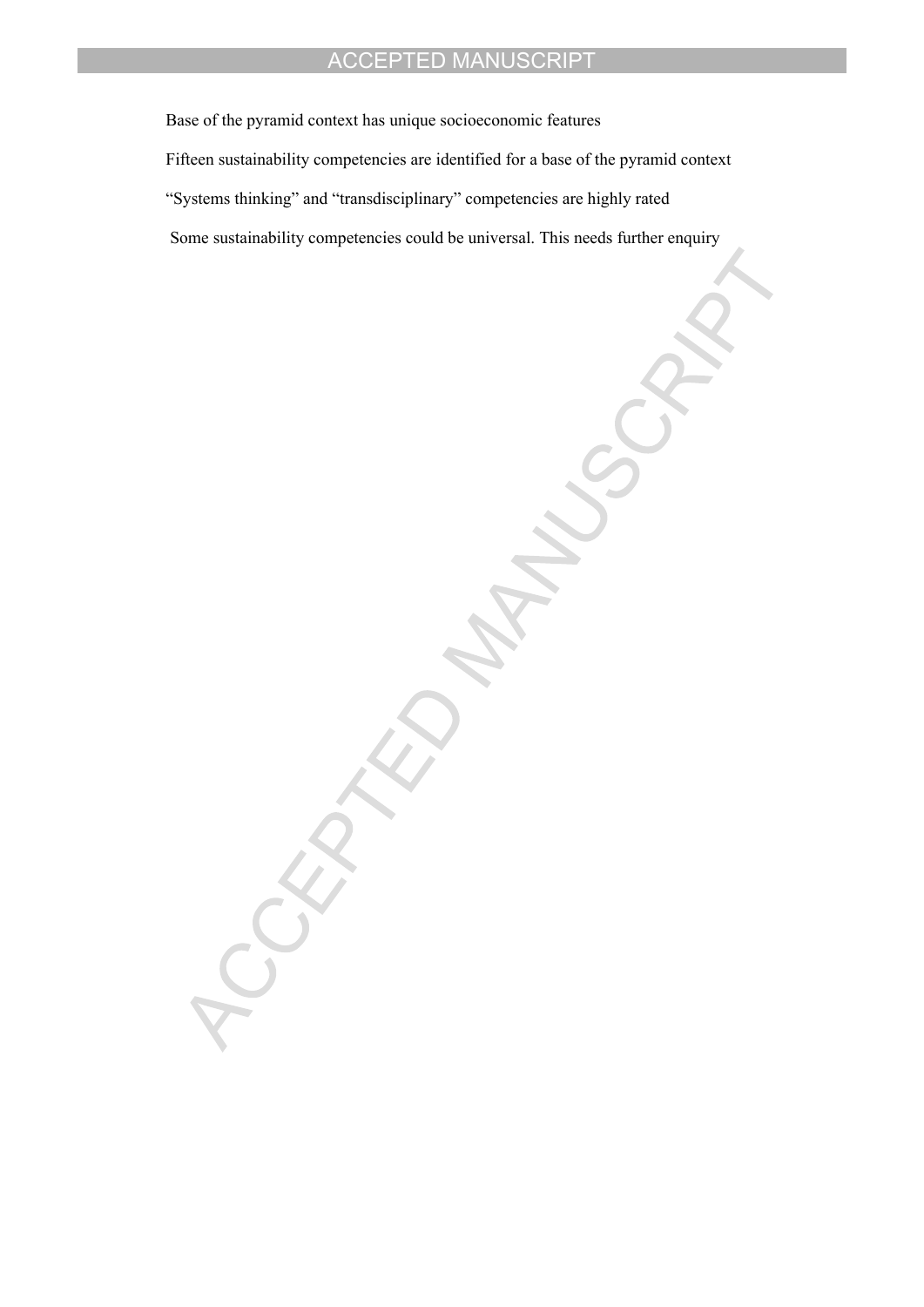Base of the pyramid context has unique socioeconomic features

Fifteen sustainability competencies are identified for a base of the pyramid context

"Systems thinking" and "transdisciplinary" competencies are highly rated

Some sustainability competencies could be universal. This needs further enquiry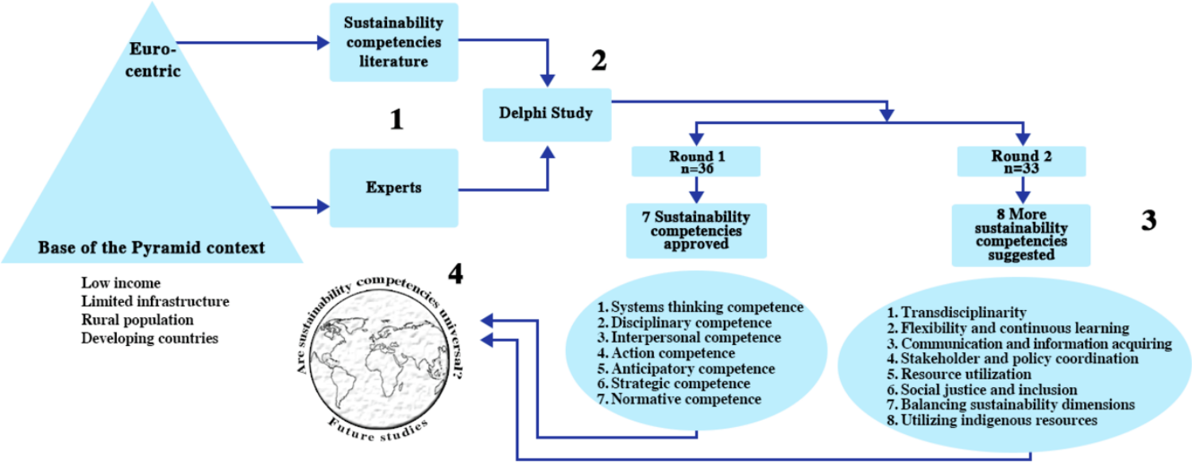Euro-centric

Base of the Pyramid context

Low income
Limited infrastructure
Rural population
Developing countries

Sustainability competencies literature

Experts

1

Delphi Study

2

Round 1
n=36

7 Sustainability competencies approved

Round 2
n=33

8 More sustainability competencies suggested

3

4

Are sustainability competencies universal?

Future studies

1. Systems thinking competence
2. Disciplinary competence
3. Interpersonal competence
4. Action competence
5. Anticipatory competence
6. Strategic competence
7. Normative competence

1. Transdisciplinarity
2. Flexibility and continuous learning
3. Communication and information acquiring
4. Stakeholder and policy coordination
5. Resource utilization
6. Social justice and inclusion
7. Balancing sustainability dimensions
8. Utilizing indigenous resources